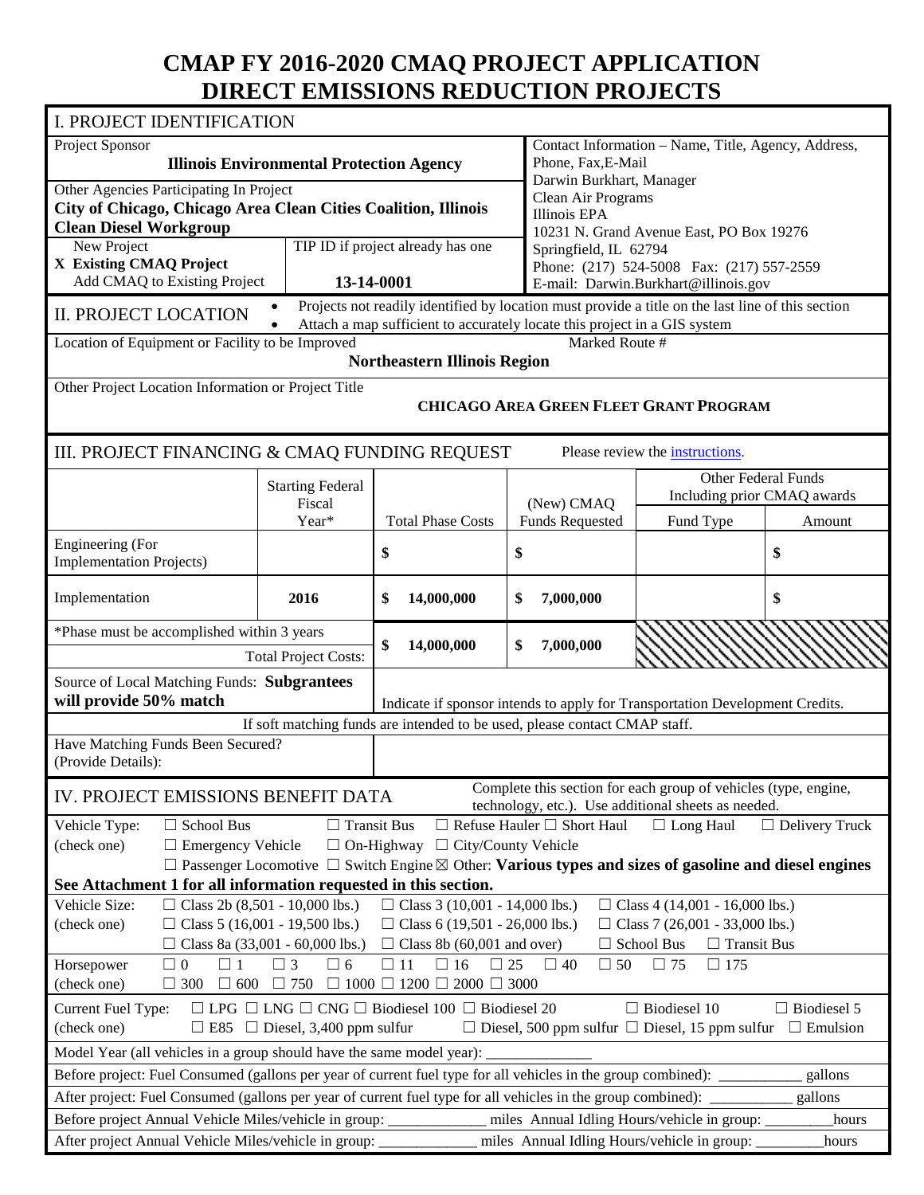# CMAP FY 2016-2020 CMAQ PROJECT APPLICATION
# DIRECT EMISSIONS REDUCTION PROJECTS

## I. PROJECT IDENTIFICATION

| | |
|---|---|
| Project Sponsor<br>**Illinois Environmental Protection Agency** | Contact Information – Name, Title, Agency, Address, Phone, Fax, E-Mail<br>Darwin Burkhart, Manager<br>Clean Air Programs<br>Illinois EPA<br>10231 N. Grand Avenue East, PO Box 19276<br>Springfield, IL 62794<br>Phone: (217) 524-5008 Fax: (217) 557-2559<br>E-mail: Darwin.Burkhart@illinois.gov |
| Other Agencies Participating In Project<br>**City of Chicago, Chicago Area Clean Cities Coalition, Illinois Clean Diesel Workgroup** | |
| New Project<br>**X Existing CMAQ Project**<br>Add CMAQ to Existing Project<br><br>TIP ID if project already has one: **13-14-0001** | |

## II. PROJECT LOCATION

- Projects not readily identified by location must provide a title on the last line of this section
- Attach a map sufficient to accurately locate this project in a GIS system

Location of Equipment or Facility to be Improved: **Northeastern Illinois Region**

Marked Route #

Other Project Location Information or Project Title: **CHICAGO AREA GREEN FLEET GRANT PROGRAM**

## III. PROJECT FINANCING & CMAQ FUNDING REQUEST

Please review the instructions.

| | Starting Federal Fiscal Year* | Total Phase Costs | (New) CMAQ Funds Requested | Other Federal Funds Including prior CMAQ awards: Fund Type | Amount |
|---|---|---|---|---|---|
| Engineering (For Implementation Projects) | | $ | $ | | $ |
| Implementation | 2016 | $ 14,000,000 | $ 7,000,000 | | $ |
| *Phase must be accomplished within 3 years<br>Total Project Costs: | | $ 14,000,000 | $ 7,000,000 | | |

Source of Local Matching Funds: **Subgrantees will provide 50% match**

Indicate if sponsor intends to apply for Transportation Development Credits.

If soft matching funds are intended to be used, please contact CMAP staff.

Have Matching Funds Been Secured? (Provide Details):

## IV. PROJECT EMISSIONS BENEFIT DATA

Complete this section for each group of vehicles (type, engine, technology, etc.). Use additional sheets as needed.

Vehicle Type: (check one) ☐ School Bus ☐ Transit Bus ☐ Refuse Hauler ☐ Short Haul ☐ Long Haul ☐ Delivery Truck ☐ Emergency Vehicle ☐ On-Highway ☐ City/County Vehicle ☐ Passenger Locomotive ☐ Switch Engine ☒ Other: **Various types and sizes of gasoline and diesel engines**

**See Attachment 1 for all information requested in this section.**

Vehicle Size: (check one) ☐ Class 2b (8,501 - 10,000 lbs.) ☐ Class 3 (10,001 - 14,000 lbs.) ☐ Class 4 (14,001 - 16,000 lbs.) ☐ Class 5 (16,001 - 19,500 lbs.) ☐ Class 6 (19,501 - 26,000 lbs.) ☐ Class 7 (26,001 - 33,000 lbs.) ☐ Class 8a (33,001 - 60,000 lbs.) ☐ Class 8b (60,001 and over) ☐ School Bus ☐ Transit Bus

Horsepower (check one) ☐ 0 ☐ 1 ☐ 3 ☐ 6 ☐ 11 ☐ 16 ☐ 25 ☐ 40 ☐ 50 ☐ 75 ☐ 175 ☐ 300 ☐ 600 ☐ 750 ☐ 1000 ☐ 1200 ☐ 2000 ☐ 3000

Current Fuel Type: (check one) ☐ LPG ☐ LNG ☐ CNG ☐ Biodiesel 100 ☐ Biodiesel 20 ☐ Biodiesel 10 ☐ Biodiesel 5 ☐ E85 ☐ Diesel, 3,400 ppm sulfur ☐ Diesel, 500 ppm sulfur ☐ Diesel, 15 ppm sulfur ☐ Emulsion

Model Year (all vehicles in a group should have the same model year): ______________

Before project: Fuel Consumed (gallons per year of current fuel type for all vehicles in the group combined): __________ gallons

After project: Fuel Consumed (gallons per year of current fuel type for all vehicles in the group combined): __________ gallons

Before project Annual Vehicle Miles/vehicle in group: ____________ miles Annual Idling Hours/vehicle in group: ________ hours

After project Annual Vehicle Miles/vehicle in group: ____________ miles Annual Idling Hours/vehicle in group: ________ hours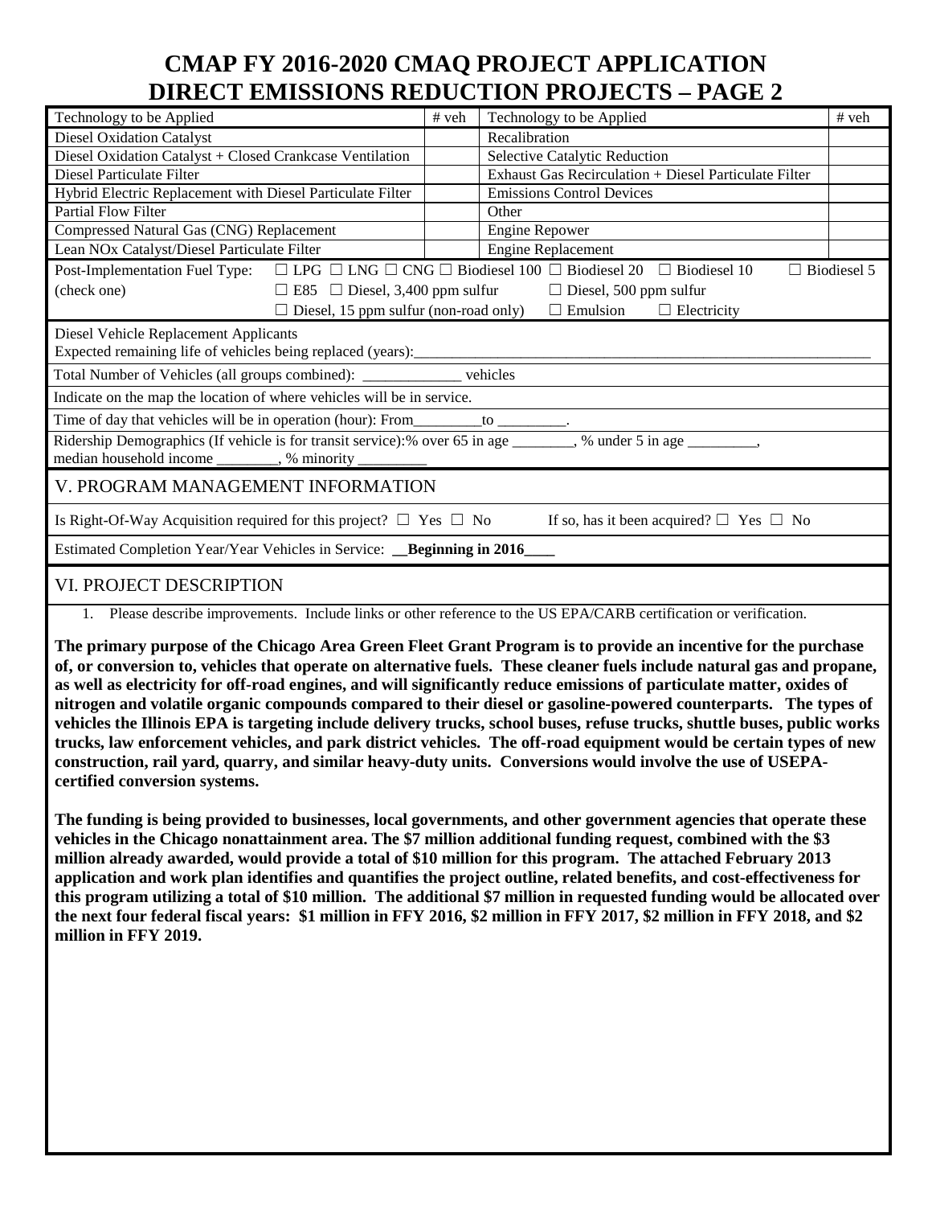# CMAP FY 2016-2020 CMAQ PROJECT APPLICATION
# DIRECT EMISSIONS REDUCTION PROJECTS – PAGE 2

| Technology to be Applied | # veh | Technology to be Applied | # veh |
|---|---|---|---|
| Diesel Oxidation Catalyst | | Recalibration | |
| Diesel Oxidation Catalyst + Closed Crankcase Ventilation | | Selective Catalytic Reduction | |
| Diesel Particulate Filter | | Exhaust Gas Recirculation + Diesel Particulate Filter | |
| Hybrid Electric Replacement with Diesel Particulate Filter | | Emissions Control Devices | |
| Partial Flow Filter | | Other | |
| Compressed Natural Gas (CNG) Replacement | | Engine Repower | |
| Lean NOx Catalyst/Diesel Particulate Filter | | Engine Replacement | |

Post-Implementation Fuel Type: (check one) ☐ LPG ☐ LNG ☐ CNG ☐ Biodiesel 100 ☐ Biodiesel 20 ☐ Biodiesel 10 ☐ Biodiesel 5 ☐ E85 ☐ Diesel, 3,400 ppm sulfur ☐ Diesel, 500 ppm sulfur ☐ Diesel, 15 ppm sulfur (non-road only) ☐ Emulsion ☐ Electricity

Diesel Vehicle Replacement Applicants
Expected remaining life of vehicles being replaced (years):________________

Total Number of Vehicles (all groups combined): _____________ vehicles

Indicate on the map the location of where vehicles will be in service.

Time of day that vehicles will be in operation (hour): From_________to _________.

Ridership Demographics (If vehicle is for transit service):% over 65 in age ________, % under 5 in age _________, median household income ________, % minority _________

## V. PROGRAM MANAGEMENT INFORMATION

Is Right-Of-Way Acquisition required for this project? ☐ Yes ☐ No     If so, has it been acquired? ☐ Yes ☐ No

Estimated Completion Year/Year Vehicles in Service: __**Beginning in 2016**____

## VI. PROJECT DESCRIPTION

1. Please describe improvements. Include links or other reference to the US EPA/CARB certification or verification.

**The primary purpose of the Chicago Area Green Fleet Grant Program is to provide an incentive for the purchase of, or conversion to, vehicles that operate on alternative fuels. These cleaner fuels include natural gas and propane, as well as electricity for off-road engines, and will significantly reduce emissions of particulate matter, oxides of nitrogen and volatile organic compounds compared to their diesel or gasoline-powered counterparts. The types of vehicles the Illinois EPA is targeting include delivery trucks, school buses, refuse trucks, shuttle buses, public works trucks, law enforcement vehicles, and park district vehicles. The off-road equipment would be certain types of new construction, rail yard, quarry, and similar heavy-duty units. Conversions would involve the use of USEPA-certified conversion systems.**

**The funding is being provided to businesses, local governments, and other government agencies that operate these vehicles in the Chicago nonattainment area. The $7 million additional funding request, combined with the $3 million already awarded, would provide a total of $10 million for this program. The attached February 2013 application and work plan identifies and quantifies the project outline, related benefits, and cost-effectiveness for this program utilizing a total of $10 million. The additional $7 million in requested funding would be allocated over the next four federal fiscal years: $1 million in FFY 2016, $2 million in FFY 2017, $2 million in FFY 2018, and $2 million in FFY 2019.**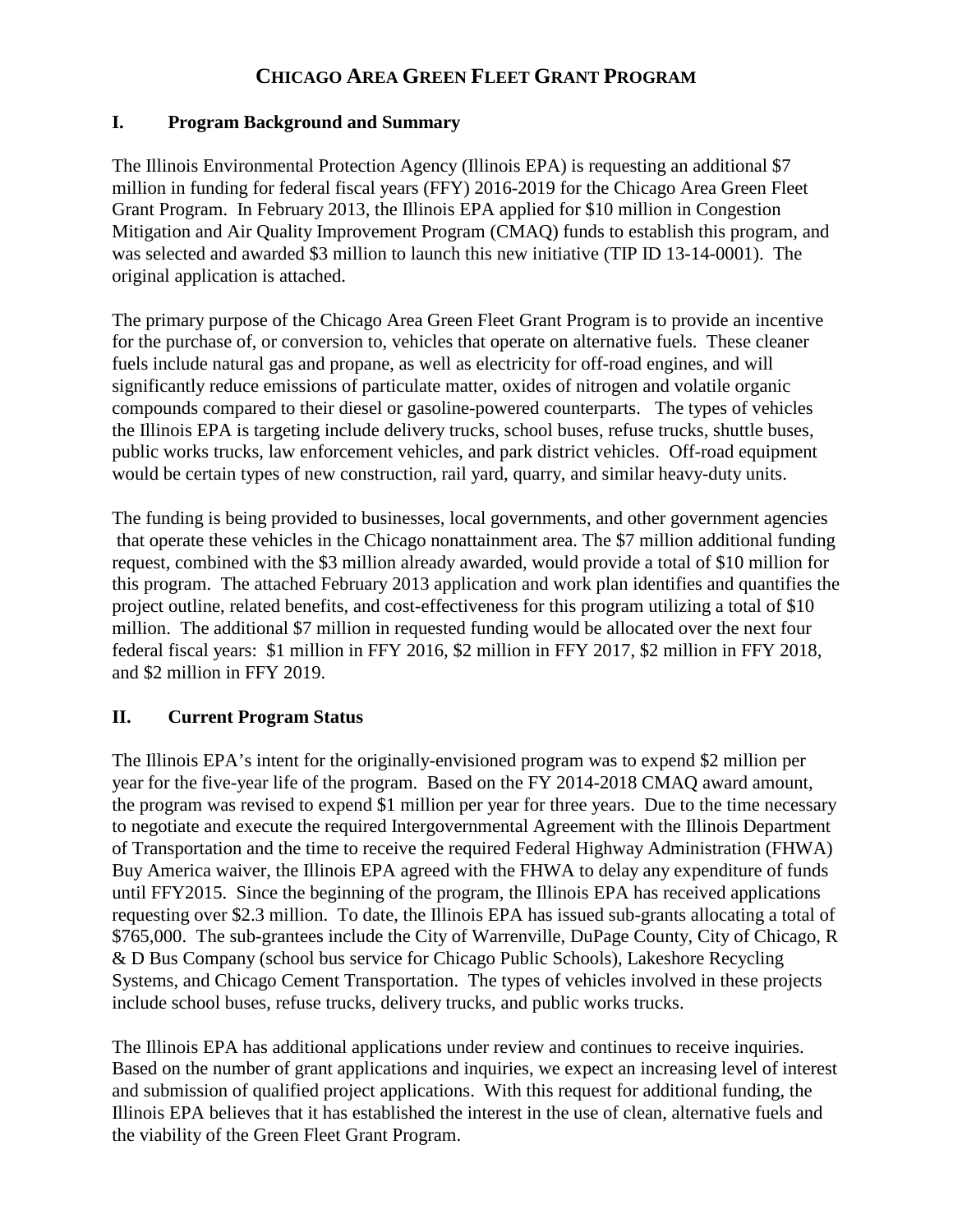# CHICAGO AREA GREEN FLEET GRANT PROGRAM

## I. Program Background and Summary

The Illinois Environmental Protection Agency (Illinois EPA) is requesting an additional $7 million in funding for federal fiscal years (FFY) 2016-2019 for the Chicago Area Green Fleet Grant Program. In February 2013, the Illinois EPA applied for $10 million in Congestion Mitigation and Air Quality Improvement Program (CMAQ) funds to establish this program, and was selected and awarded $3 million to launch this new initiative (TIP ID 13-14-0001). The original application is attached.

The primary purpose of the Chicago Area Green Fleet Grant Program is to provide an incentive for the purchase of, or conversion to, vehicles that operate on alternative fuels. These cleaner fuels include natural gas and propane, as well as electricity for off-road engines, and will significantly reduce emissions of particulate matter, oxides of nitrogen and volatile organic compounds compared to their diesel or gasoline-powered counterparts. The types of vehicles the Illinois EPA is targeting include delivery trucks, school buses, refuse trucks, shuttle buses, public works trucks, law enforcement vehicles, and park district vehicles. Off-road equipment would be certain types of new construction, rail yard, quarry, and similar heavy-duty units.

The funding is being provided to businesses, local governments, and other government agencies that operate these vehicles in the Chicago nonattainment area. The $7 million additional funding request, combined with the $3 million already awarded, would provide a total of $10 million for this program. The attached February 2013 application and work plan identifies and quantifies the project outline, related benefits, and cost-effectiveness for this program utilizing a total of $10 million. The additional $7 million in requested funding would be allocated over the next four federal fiscal years: $1 million in FFY 2016, $2 million in FFY 2017, $2 million in FFY 2018, and $2 million in FFY 2019.

## II. Current Program Status

The Illinois EPA's intent for the originally-envisioned program was to expend $2 million per year for the five-year life of the program. Based on the FY 2014-2018 CMAQ award amount, the program was revised to expend $1 million per year for three years. Due to the time necessary to negotiate and execute the required Intergovernmental Agreement with the Illinois Department of Transportation and the time to receive the required Federal Highway Administration (FHWA) Buy America waiver, the Illinois EPA agreed with the FHWA to delay any expenditure of funds until FFY2015. Since the beginning of the program, the Illinois EPA has received applications requesting over $2.3 million. To date, the Illinois EPA has issued sub-grants allocating a total of $765,000. The sub-grantees include the City of Warrenville, DuPage County, City of Chicago, R & D Bus Company (school bus service for Chicago Public Schools), Lakeshore Recycling Systems, and Chicago Cement Transportation. The types of vehicles involved in these projects include school buses, refuse trucks, delivery trucks, and public works trucks.

The Illinois EPA has additional applications under review and continues to receive inquiries. Based on the number of grant applications and inquiries, we expect an increasing level of interest and submission of qualified project applications. With this request for additional funding, the Illinois EPA believes that it has established the interest in the use of clean, alternative fuels and the viability of the Green Fleet Grant Program.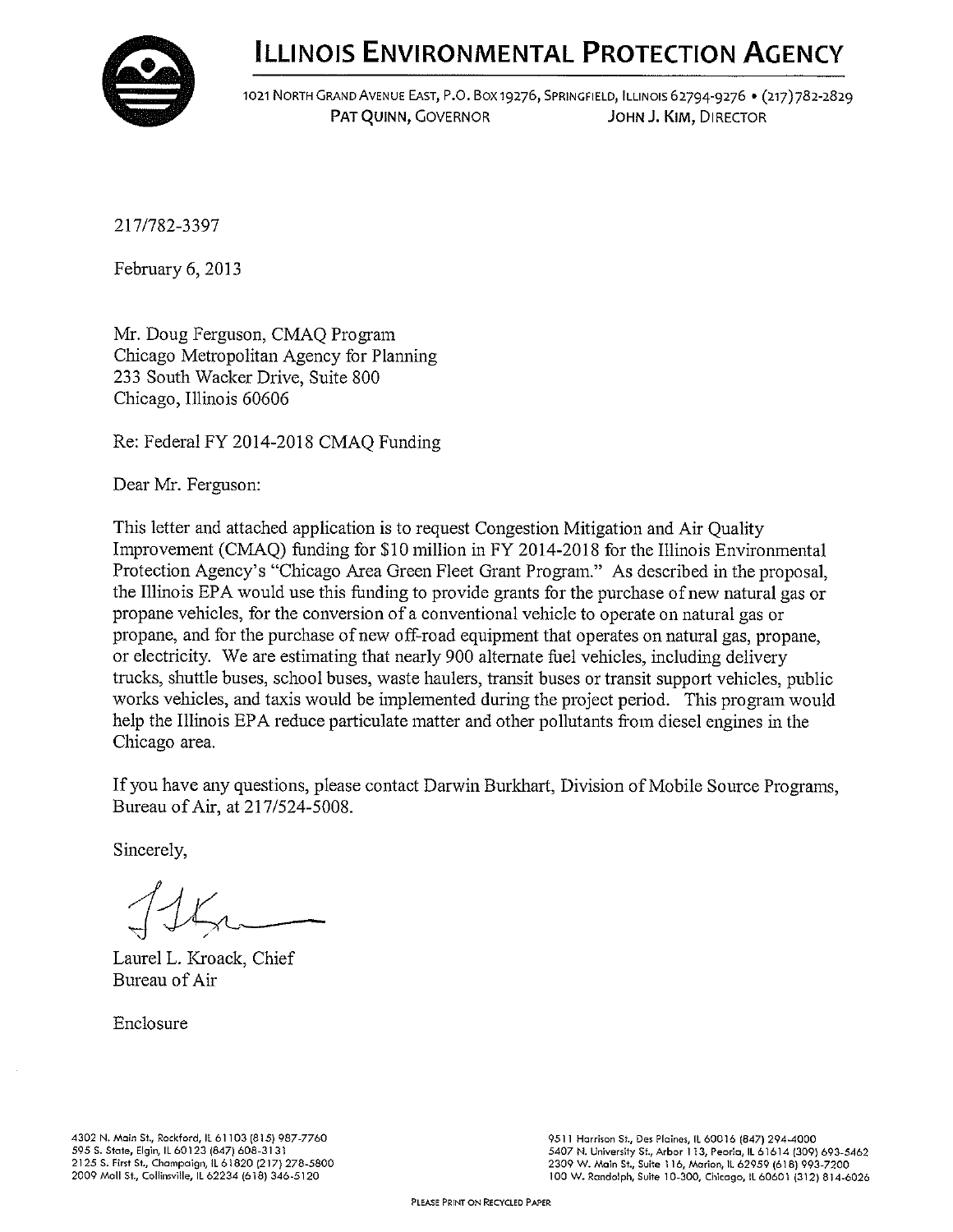# ILLINOIS ENVIRONMENTAL PROTECTION AGENCY

1021 NORTH GRAND AVENUE EAST, P.O. BOX 19276, SPRINGFIELD, ILLINOIS 62794-9276 • (217)782-2829
PAT QUINN, GOVERNOR          JOHN J. KIM, DIRECTOR

217/782-3397

February 6, 2013

Mr. Doug Ferguson, CMAQ Program
Chicago Metropolitan Agency for Planning
233 South Wacker Drive, Suite 800
Chicago, Illinois 60606

Re: Federal FY 2014-2018 CMAQ Funding

Dear Mr. Ferguson:

This letter and attached application is to request Congestion Mitigation and Air Quality Improvement (CMAQ) funding for $10 million in FY 2014-2018 for the Illinois Environmental Protection Agency's "Chicago Area Green Fleet Grant Program." As described in the proposal, the Illinois EPA would use this funding to provide grants for the purchase of new natural gas or propane vehicles, for the conversion of a conventional vehicle to operate on natural gas or propane, and for the purchase of new off-road equipment that operates on natural gas, propane, or electricity. We are estimating that nearly 900 alternate fuel vehicles, including delivery trucks, shuttle buses, school buses, waste haulers, transit buses or transit support vehicles, public works vehicles, and taxis would be implemented during the project period. This program would help the Illinois EPA reduce particulate matter and other pollutants from diesel engines in the Chicago area.

If you have any questions, please contact Darwin Burkhart, Division of Mobile Source Programs, Bureau of Air, at 217/524-5008.

Sincerely,

Laurel L. Kroack, Chief
Bureau of Air

Enclosure

4302 N. Main St., Rockford, IL 61103 (815) 987-7760
595 S. State, Elgin, IL 60123 (847) 608-3131
2125 S. First St., Champaign, IL 61820 (217) 278-5800
2009 Mall St., Collinsville, IL 62234 (618) 346-5120

9511 Harrison St., Des Plaines, IL 60016 (847) 294-4000
5407 N. University St., Arbor 113, Peoria, IL 61614 (309) 693-5462
2309 W. Main St., Suite 116, Marion, IL 62959 (618) 993-7200
100 W. Randolph, Suite 10-300, Chicago, IL 60601 (312) 814-6026

PLEASE PRINT ON RECYCLED PAPER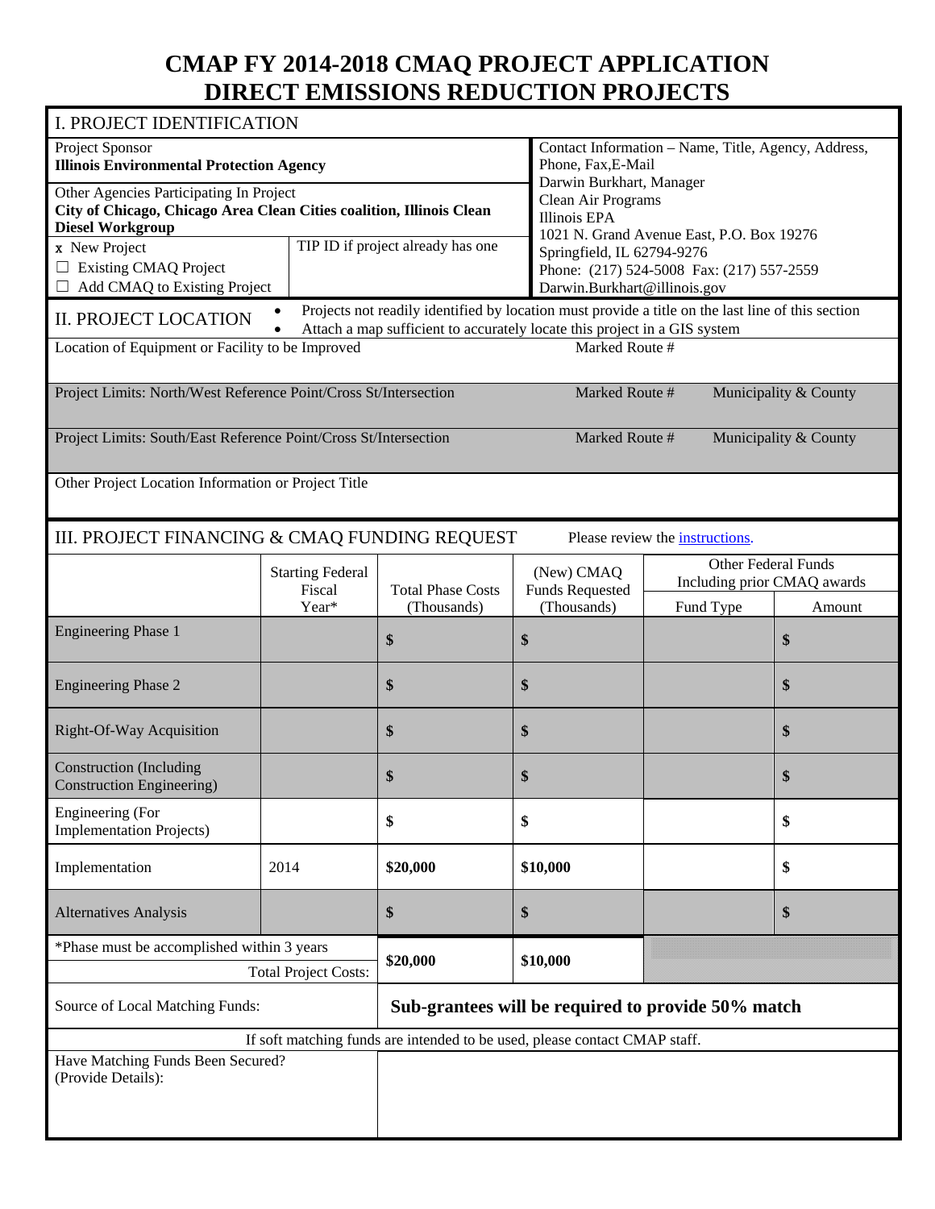# CMAP FY 2014-2018 CMAQ PROJECT APPLICATION
# DIRECT EMISSIONS REDUCTION PROJECTS

## I. PROJECT IDENTIFICATION

| | |
|---|---|
| Project Sponsor<br>**Illinois Environmental Protection Agency** | Contact Information – Name, Title, Agency, Address, Phone, Fax,E-Mail<br>Darwin Burkhart, Manager<br>Clean Air Programs<br>Illinois EPA<br>1021 N. Grand Avenue East, P.O. Box 19276<br>Springfield, IL 62794-9276<br>Phone: (217) 524-5008 Fax: (217) 557-2559<br>Darwin.Burkhart@illinois.gov |
| Other Agencies Participating In Project<br>**City of Chicago, Chicago Area Clean Cities coalition, Illinois Clean Diesel Workgroup** | |
| x New Project<br>☐ Existing CMAQ Project<br>☐ Add CMAQ to Existing Project — TIP ID if project already has one | |

## II. PROJECT LOCATION

- Projects not readily identified by location must provide a title on the last line of this section
- Attach a map sufficient to accurately locate this project in a GIS system

| | | |
|---|---|---|
| Location of Equipment or Facility to be Improved | Marked Route # | |
| Project Limits: North/West Reference Point/Cross St/Intersection | Marked Route # | Municipality & County |
| Project Limits: South/East Reference Point/Cross St/Intersection | Marked Route # | Municipality & County |
| Other Project Location Information or Project Title | | |

## III. PROJECT FINANCING & CMAQ FUNDING REQUEST

Please review the instructions.

| | Starting Federal Fiscal Year* | Total Phase Costs (Thousands) | (New) CMAQ Funds Requested (Thousands) | Other Federal Funds Including prior CMAQ awards | |
|---|---|---|---|---|---|
| | | | | Fund Type | Amount |
| Engineering Phase 1 | | **$** | **$** | | **$** |
| Engineering Phase 2 | | **$** | **$** | | **$** |
| Right-Of-Way Acquisition | | **$** | **$** | | **$** |
| Construction (Including Construction Engineering) | | **$** | **$** | | **$** |
| Engineering (For Implementation Projects) | | **$** | **$** | | **$** |
| Implementation | 2014 | **$20,000** | **$10,000** | | **$** |
| Alternatives Analysis | | **$** | **$** | | **$** |
| *Phase must be accomplished within 3 years<br>Total Project Costs: | | **$20,000** | **$10,000** | | |
| Source of Local Matching Funds: | | **Sub-grantees will be required to provide 50% match** | | | |

If soft matching funds are intended to be used, please contact CMAP staff.

| | |
|---|---|
| Have Matching Funds Been Secured? (Provide Details): | |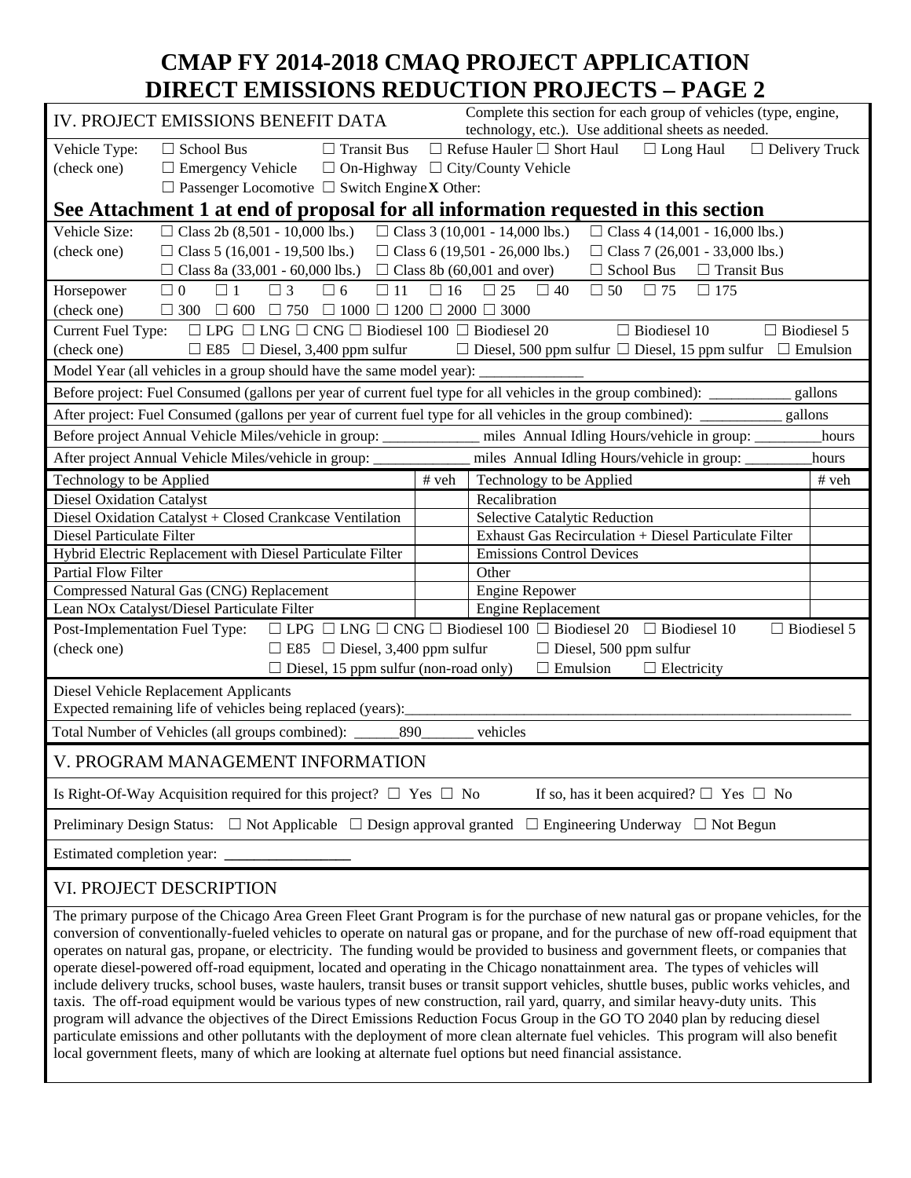# CMAP FY 2014-2018 CMAQ PROJECT APPLICATION
# DIRECT EMISSIONS REDUCTION PROJECTS – PAGE 2

## IV. PROJECT EMISSIONS BENEFIT DATA

Complete this section for each group of vehicles (type, engine, technology, etc.). Use additional sheets as needed.

Vehicle Type: (check one) ☐ School Bus ☐ Transit Bus ☐ Refuse Hauler ☐ Short Haul ☐ Long Haul ☐ Delivery Truck ☐ Emergency Vehicle ☐ On-Highway ☐ City/County Vehicle ☐ Passenger Locomotive ☐ Switch Engine **X** Other:

**See Attachment 1 at end of proposal for all information requested in this section**

Vehicle Size: (check one) ☐ Class 2b (8,501 - 10,000 lbs.) ☐ Class 3 (10,001 - 14,000 lbs.) ☐ Class 4 (14,001 - 16,000 lbs.) ☐ Class 5 (16,001 - 19,500 lbs.) ☐ Class 6 (19,501 - 26,000 lbs.) ☐ Class 7 (26,001 - 33,000 lbs.) ☐ Class 8a (33,001 - 60,000 lbs.) ☐ Class 8b (60,001 and over) ☐ School Bus ☐ Transit Bus

Horsepower (check one) ☐ 0 ☐ 1 ☐ 3 ☐ 6 ☐ 11 ☐ 16 ☐ 25 ☐ 40 ☐ 50 ☐ 75 ☐ 175 ☐ 300 ☐ 600 ☐ 750 ☐ 1000 ☐ 1200 ☐ 2000 ☐ 3000

Current Fuel Type: (check one) ☐ LPG ☐ LNG ☐ CNG ☐ Biodiesel 100 ☐ Biodiesel 20 ☐ Biodiesel 10 ☐ Biodiesel 5 ☐ E85 ☐ Diesel, 3,400 ppm sulfur ☐ Diesel, 500 ppm sulfur ☐ Diesel, 15 ppm sulfur ☐ Emulsion

Model Year (all vehicles in a group should have the same model year): ______________

Before project: Fuel Consumed (gallons per year of current fuel type for all vehicles in the group combined): ___________ gallons

After project: Fuel Consumed (gallons per year of current fuel type for all vehicles in the group combined): ___________ gallons

Before project Annual Vehicle Miles/vehicle in group: _____________ miles Annual Idling Hours/vehicle in group: _________hours

After project Annual Vehicle Miles/vehicle in group: _____________ miles Annual Idling Hours/vehicle in group: _________hours

| Technology to be Applied | # veh | Technology to be Applied | # veh |
|---|---|---|---|
| Diesel Oxidation Catalyst | | Recalibration | |
| Diesel Oxidation Catalyst + Closed Crankcase Ventilation | | Selective Catalytic Reduction | |
| Diesel Particulate Filter | | Exhaust Gas Recirculation + Diesel Particulate Filter | |
| Hybrid Electric Replacement with Diesel Particulate Filter | | Emissions Control Devices | |
| Partial Flow Filter | | Other | |
| Compressed Natural Gas (CNG) Replacement | | Engine Repower | |
| Lean NOx Catalyst/Diesel Particulate Filter | | Engine Replacement | |

Post-Implementation Fuel Type: (check one) ☐ LPG ☐ LNG ☐ CNG ☐ Biodiesel 100 ☐ Biodiesel 20 ☐ Biodiesel 10 ☐ Biodiesel 5 ☐ E85 ☐ Diesel, 3,400 ppm sulfur ☐ Diesel, 500 ppm sulfur ☐ Diesel, 15 ppm sulfur (non-road only) ☐ Emulsion ☐ Electricity

Diesel Vehicle Replacement Applicants
Expected remaining life of vehicles being replaced (years):______________________________

Total Number of Vehicles (all groups combined): ______890_______ vehicles

## V. PROGRAM MANAGEMENT INFORMATION

Is Right-Of-Way Acquisition required for this project? ☐ Yes ☐ No If so, has it been acquired? ☐ Yes ☐ No

Preliminary Design Status: ☐ Not Applicable ☐ Design approval granted ☐ Engineering Underway ☐ Not Begun

Estimated completion year: ________________

## VI. PROJECT DESCRIPTION

The primary purpose of the Chicago Area Green Fleet Grant Program is for the purchase of new natural gas or propane vehicles, for the conversion of conventionally-fueled vehicles to operate on natural gas or propane, and for the purchase of new off-road equipment that operates on natural gas, propane, or electricity. The funding would be provided to business and government fleets, or companies that operate diesel-powered off-road equipment, located and operating in the Chicago nonattainment area. The types of vehicles will include delivery trucks, school buses, waste haulers, transit buses or transit support vehicles, shuttle buses, public works vehicles, and taxis. The off-road equipment would be various types of new construction, rail yard, quarry, and similar heavy-duty units. This program will advance the objectives of the Direct Emissions Reduction Focus Group in the GO TO 2040 plan by reducing diesel particulate emissions and other pollutants with the deployment of more clean alternate fuel vehicles. This program will also benefit local government fleets, many of which are looking at alternate fuel options but need financial assistance.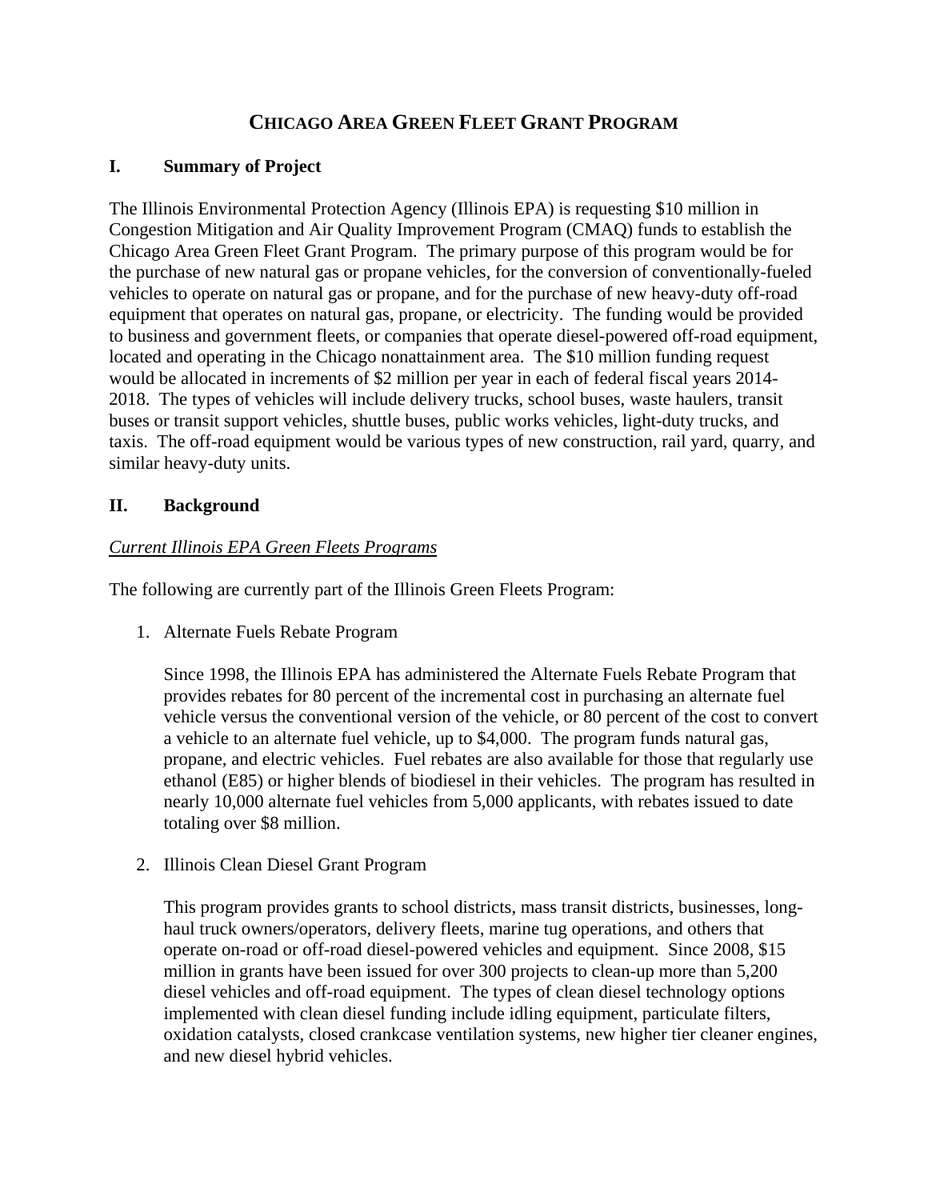# CHICAGO AREA GREEN FLEET GRANT PROGRAM

## I. Summary of Project

The Illinois Environmental Protection Agency (Illinois EPA) is requesting $10 million in Congestion Mitigation and Air Quality Improvement Program (CMAQ) funds to establish the Chicago Area Green Fleet Grant Program. The primary purpose of this program would be for the purchase of new natural gas or propane vehicles, for the conversion of conventionally-fueled vehicles to operate on natural gas or propane, and for the purchase of new heavy-duty off-road equipment that operates on natural gas, propane, or electricity. The funding would be provided to business and government fleets, or companies that operate diesel-powered off-road equipment, located and operating in the Chicago nonattainment area. The $10 million funding request would be allocated in increments of $2 million per year in each of federal fiscal years 2014-2018. The types of vehicles will include delivery trucks, school buses, waste haulers, transit buses or transit support vehicles, shuttle buses, public works vehicles, light-duty trucks, and taxis. The off-road equipment would be various types of new construction, rail yard, quarry, and similar heavy-duty units.

## II. Background

<u>*Current Illinois EPA Green Fleets Programs*</u>

The following are currently part of the Illinois Green Fleets Program:

1. Alternate Fuels Rebate Program

   Since 1998, the Illinois EPA has administered the Alternate Fuels Rebate Program that provides rebates for 80 percent of the incremental cost in purchasing an alternate fuel vehicle versus the conventional version of the vehicle, or 80 percent of the cost to convert a vehicle to an alternate fuel vehicle, up to $4,000. The program funds natural gas, propane, and electric vehicles. Fuel rebates are also available for those that regularly use ethanol (E85) or higher blends of biodiesel in their vehicles. The program has resulted in nearly 10,000 alternate fuel vehicles from 5,000 applicants, with rebates issued to date totaling over $8 million.

2. Illinois Clean Diesel Grant Program

   This program provides grants to school districts, mass transit districts, businesses, long-haul truck owners/operators, delivery fleets, marine tug operations, and others that operate on-road or off-road diesel-powered vehicles and equipment. Since 2008, $15 million in grants have been issued for over 300 projects to clean-up more than 5,200 diesel vehicles and off-road equipment. The types of clean diesel technology options implemented with clean diesel funding include idling equipment, particulate filters, oxidation catalysts, closed crankcase ventilation systems, new higher tier cleaner engines, and new diesel hybrid vehicles.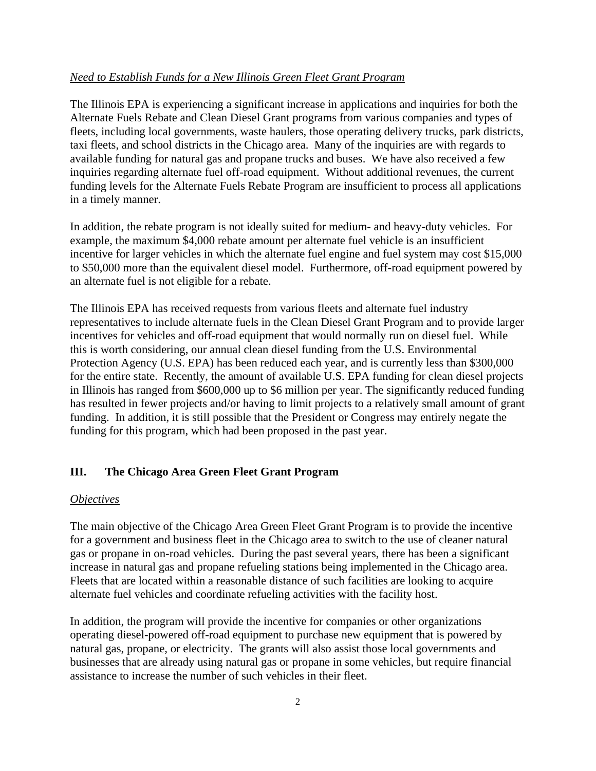*Need to Establish Funds for a New Illinois Green Fleet Grant Program*

The Illinois EPA is experiencing a significant increase in applications and inquiries for both the Alternate Fuels Rebate and Clean Diesel Grant programs from various companies and types of fleets, including local governments, waste haulers, those operating delivery trucks, park districts, taxi fleets, and school districts in the Chicago area. Many of the inquiries are with regards to available funding for natural gas and propane trucks and buses. We have also received a few inquiries regarding alternate fuel off-road equipment. Without additional revenues, the current funding levels for the Alternate Fuels Rebate Program are insufficient to process all applications in a timely manner.

In addition, the rebate program is not ideally suited for medium- and heavy-duty vehicles. For example, the maximum $4,000 rebate amount per alternate fuel vehicle is an insufficient incentive for larger vehicles in which the alternate fuel engine and fuel system may cost $15,000 to $50,000 more than the equivalent diesel model. Furthermore, off-road equipment powered by an alternate fuel is not eligible for a rebate.

The Illinois EPA has received requests from various fleets and alternate fuel industry representatives to include alternate fuels in the Clean Diesel Grant Program and to provide larger incentives for vehicles and off-road equipment that would normally run on diesel fuel. While this is worth considering, our annual clean diesel funding from the U.S. Environmental Protection Agency (U.S. EPA) has been reduced each year, and is currently less than $300,000 for the entire state. Recently, the amount of available U.S. EPA funding for clean diesel projects in Illinois has ranged from $600,000 up to $6 million per year. The significantly reduced funding has resulted in fewer projects and/or having to limit projects to a relatively small amount of grant funding. In addition, it is still possible that the President or Congress may entirely negate the funding for this program, which had been proposed in the past year.

## III. The Chicago Area Green Fleet Grant Program

*Objectives*

The main objective of the Chicago Area Green Fleet Grant Program is to provide the incentive for a government and business fleet in the Chicago area to switch to the use of cleaner natural gas or propane in on-road vehicles. During the past several years, there has been a significant increase in natural gas and propane refueling stations being implemented in the Chicago area. Fleets that are located within a reasonable distance of such facilities are looking to acquire alternate fuel vehicles and coordinate refueling activities with the facility host.

In addition, the program will provide the incentive for companies or other organizations operating diesel-powered off-road equipment to purchase new equipment that is powered by natural gas, propane, or electricity. The grants will also assist those local governments and businesses that are already using natural gas or propane in some vehicles, but require financial assistance to increase the number of such vehicles in their fleet.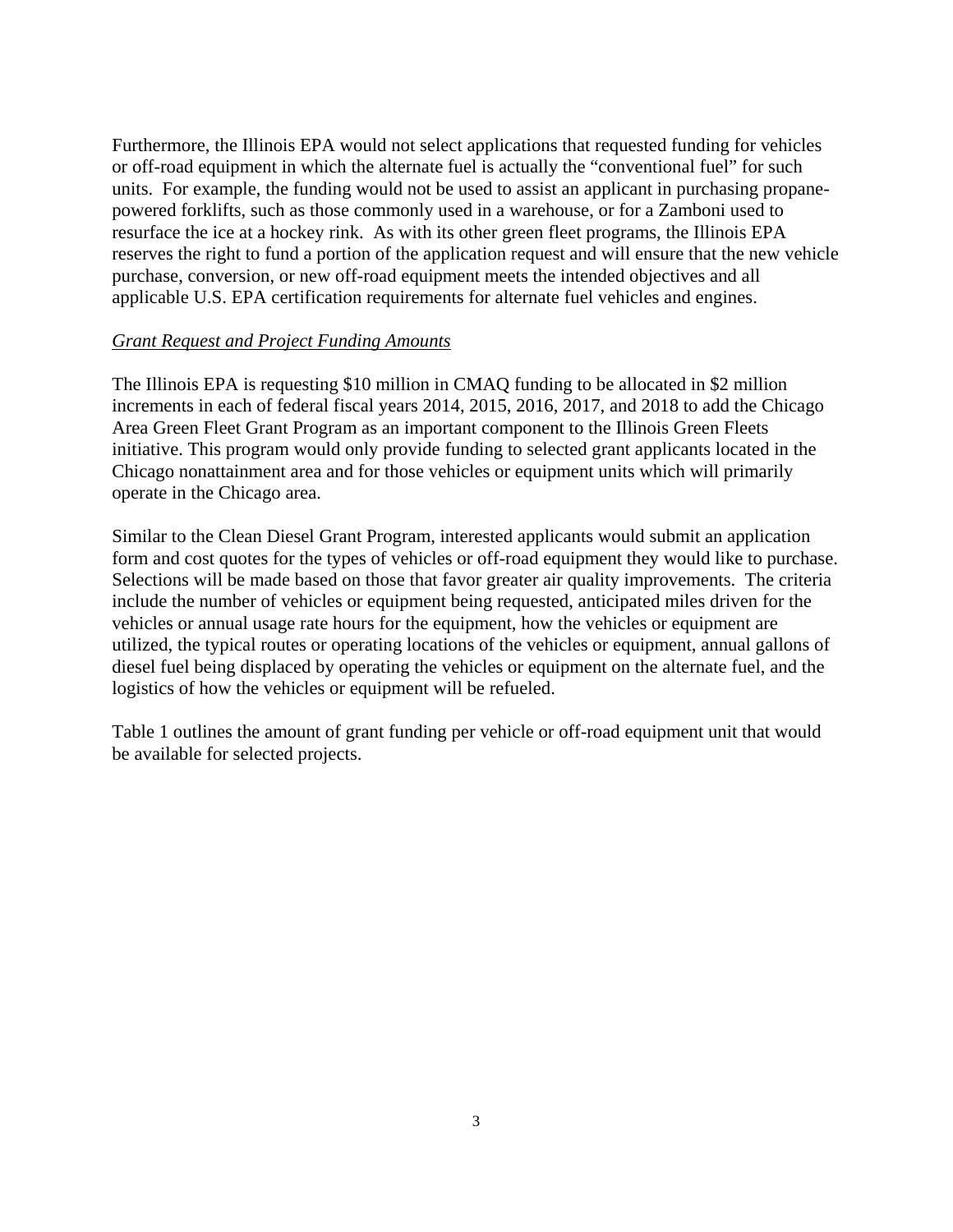Furthermore, the Illinois EPA would not select applications that requested funding for vehicles or off-road equipment in which the alternate fuel is actually the "conventional fuel" for such units. For example, the funding would not be used to assist an applicant in purchasing propane-powered forklifts, such as those commonly used in a warehouse, or for a Zamboni used to resurface the ice at a hockey rink. As with its other green fleet programs, the Illinois EPA reserves the right to fund a portion of the application request and will ensure that the new vehicle purchase, conversion, or new off-road equipment meets the intended objectives and all applicable U.S. EPA certification requirements for alternate fuel vehicles and engines.

*Grant Request and Project Funding Amounts*

The Illinois EPA is requesting $10 million in CMAQ funding to be allocated in $2 million increments in each of federal fiscal years 2014, 2015, 2016, 2017, and 2018 to add the Chicago Area Green Fleet Grant Program as an important component to the Illinois Green Fleets initiative. This program would only provide funding to selected grant applicants located in the Chicago nonattainment area and for those vehicles or equipment units which will primarily operate in the Chicago area.

Similar to the Clean Diesel Grant Program, interested applicants would submit an application form and cost quotes for the types of vehicles or off-road equipment they would like to purchase. Selections will be made based on those that favor greater air quality improvements. The criteria include the number of vehicles or equipment being requested, anticipated miles driven for the vehicles or annual usage rate hours for the equipment, how the vehicles or equipment are utilized, the typical routes or operating locations of the vehicles or equipment, annual gallons of diesel fuel being displaced by operating the vehicles or equipment on the alternate fuel, and the logistics of how the vehicles or equipment will be refueled.

Table 1 outlines the amount of grant funding per vehicle or off-road equipment unit that would be available for selected projects.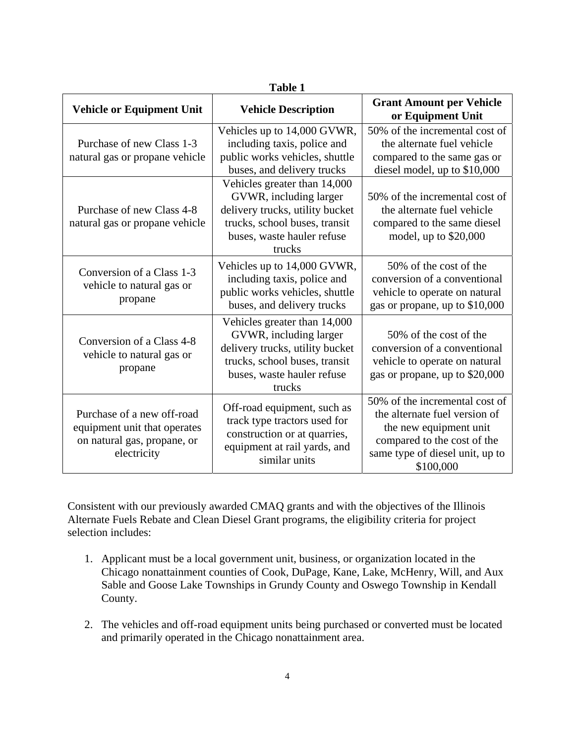**Table 1**

| Vehicle or Equipment Unit | Vehicle Description | Grant Amount per Vehicle or Equipment Unit |
|---|---|---|
| Purchase of new Class 1-3 natural gas or propane vehicle | Vehicles up to 14,000 GVWR, including taxis, police and public works vehicles, shuttle buses, and delivery trucks | 50% of the incremental cost of the alternate fuel vehicle compared to the same gas or diesel model, up to $10,000 |
| Purchase of new Class 4-8 natural gas or propane vehicle | Vehicles greater than 14,000 GVWR, including larger delivery trucks, utility bucket trucks, school buses, transit buses, waste hauler refuse trucks | 50% of the incremental cost of the alternate fuel vehicle compared to the same diesel model, up to $20,000 |
| Conversion of a Class 1-3 vehicle to natural gas or propane | Vehicles up to 14,000 GVWR, including taxis, police and public works vehicles, shuttle buses, and delivery trucks | 50% of the cost of the conversion of a conventional vehicle to operate on natural gas or propane, up to $10,000 |
| Conversion of a Class 4-8 vehicle to natural gas or propane | Vehicles greater than 14,000 GVWR, including larger delivery trucks, utility bucket trucks, school buses, transit buses, waste hauler refuse trucks | 50% of the cost of the conversion of a conventional vehicle to operate on natural gas or propane, up to $20,000 |
| Purchase of a new off-road equipment unit that operates on natural gas, propane, or electricity | Off-road equipment, such as track type tractors used for construction or at quarries, equipment at rail yards, and similar units | 50% of the incremental cost of the alternate fuel version of the new equipment unit compared to the cost of the same type of diesel unit, up to $100,000 |

Consistent with our previously awarded CMAQ grants and with the objectives of the Illinois Alternate Fuels Rebate and Clean Diesel Grant programs, the eligibility criteria for project selection includes:

1. Applicant must be a local government unit, business, or organization located in the Chicago nonattainment counties of Cook, DuPage, Kane, Lake, McHenry, Will, and Aux Sable and Goose Lake Townships in Grundy County and Oswego Township in Kendall County.

2. The vehicles and off-road equipment units being purchased or converted must be located and primarily operated in the Chicago nonattainment area.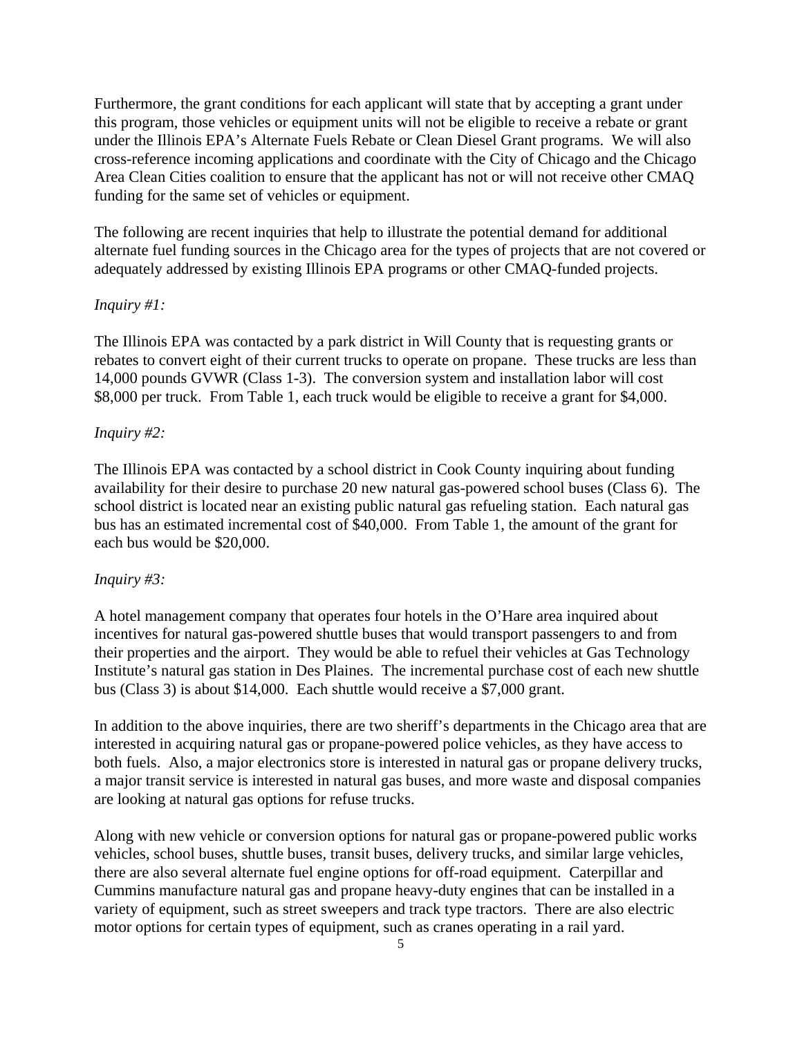Furthermore, the grant conditions for each applicant will state that by accepting a grant under this program, those vehicles or equipment units will not be eligible to receive a rebate or grant under the Illinois EPA's Alternate Fuels Rebate or Clean Diesel Grant programs. We will also cross-reference incoming applications and coordinate with the City of Chicago and the Chicago Area Clean Cities coalition to ensure that the applicant has not or will not receive other CMAQ funding for the same set of vehicles or equipment.

The following are recent inquiries that help to illustrate the potential demand for additional alternate fuel funding sources in the Chicago area for the types of projects that are not covered or adequately addressed by existing Illinois EPA programs or other CMAQ-funded projects.

*Inquiry #1:*

The Illinois EPA was contacted by a park district in Will County that is requesting grants or rebates to convert eight of their current trucks to operate on propane. These trucks are less than 14,000 pounds GVWR (Class 1-3). The conversion system and installation labor will cost $8,000 per truck. From Table 1, each truck would be eligible to receive a grant for $4,000.

*Inquiry #2:*

The Illinois EPA was contacted by a school district in Cook County inquiring about funding availability for their desire to purchase 20 new natural gas-powered school buses (Class 6). The school district is located near an existing public natural gas refueling station. Each natural gas bus has an estimated incremental cost of $40,000. From Table 1, the amount of the grant for each bus would be $20,000.

*Inquiry #3:*

A hotel management company that operates four hotels in the O'Hare area inquired about incentives for natural gas-powered shuttle buses that would transport passengers to and from their properties and the airport. They would be able to refuel their vehicles at Gas Technology Institute's natural gas station in Des Plaines. The incremental purchase cost of each new shuttle bus (Class 3) is about $14,000. Each shuttle would receive a $7,000 grant.

In addition to the above inquiries, there are two sheriff's departments in the Chicago area that are interested in acquiring natural gas or propane-powered police vehicles, as they have access to both fuels. Also, a major electronics store is interested in natural gas or propane delivery trucks, a major transit service is interested in natural gas buses, and more waste and disposal companies are looking at natural gas options for refuse trucks.

Along with new vehicle or conversion options for natural gas or propane-powered public works vehicles, school buses, shuttle buses, transit buses, delivery trucks, and similar large vehicles, there are also several alternate fuel engine options for off-road equipment. Caterpillar and Cummins manufacture natural gas and propane heavy-duty engines that can be installed in a variety of equipment, such as street sweepers and track type tractors. There are also electric motor options for certain types of equipment, such as cranes operating in a rail yard.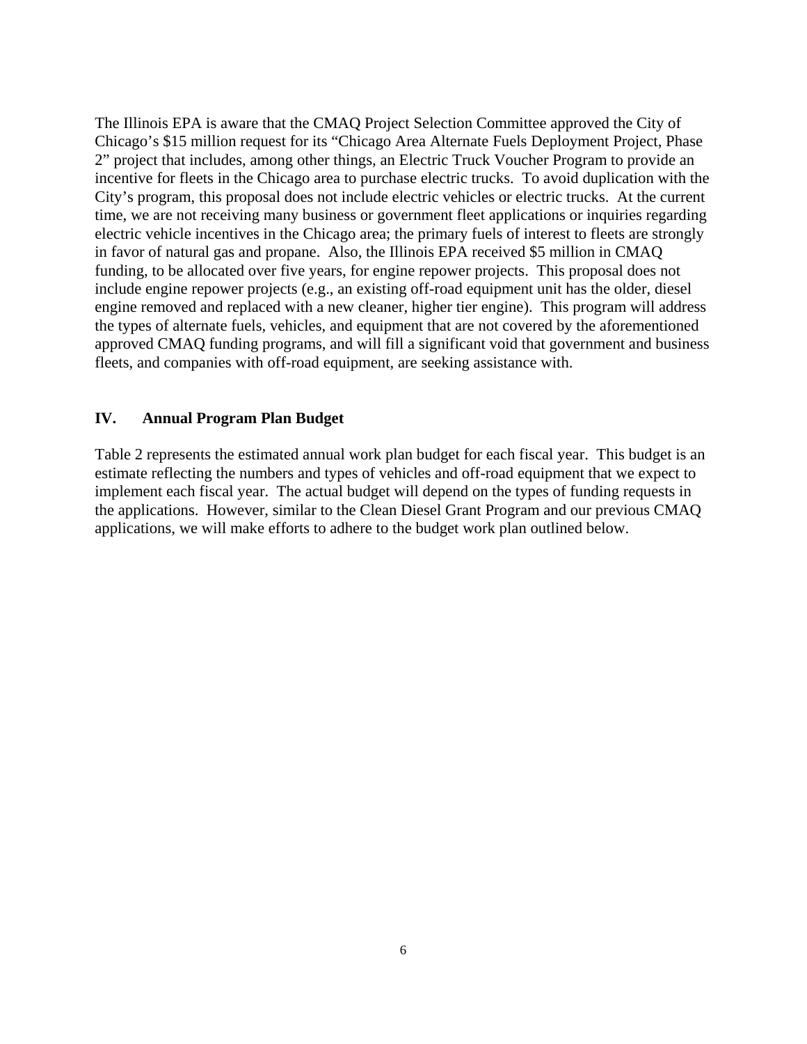The Illinois EPA is aware that the CMAQ Project Selection Committee approved the City of Chicago's $15 million request for its "Chicago Area Alternate Fuels Deployment Project, Phase 2" project that includes, among other things, an Electric Truck Voucher Program to provide an incentive for fleets in the Chicago area to purchase electric trucks. To avoid duplication with the City's program, this proposal does not include electric vehicles or electric trucks. At the current time, we are not receiving many business or government fleet applications or inquiries regarding electric vehicle incentives in the Chicago area; the primary fuels of interest to fleets are strongly in favor of natural gas and propane. Also, the Illinois EPA received $5 million in CMAQ funding, to be allocated over five years, for engine repower projects. This proposal does not include engine repower projects (e.g., an existing off-road equipment unit has the older, diesel engine removed and replaced with a new cleaner, higher tier engine). This program will address the types of alternate fuels, vehicles, and equipment that are not covered by the aforementioned approved CMAQ funding programs, and will fill a significant void that government and business fleets, and companies with off-road equipment, are seeking assistance with.

## IV. Annual Program Plan Budget

Table 2 represents the estimated annual work plan budget for each fiscal year. This budget is an estimate reflecting the numbers and types of vehicles and off-road equipment that we expect to implement each fiscal year. The actual budget will depend on the types of funding requests in the applications. However, similar to the Clean Diesel Grant Program and our previous CMAQ applications, we will make efforts to adhere to the budget work plan outlined below.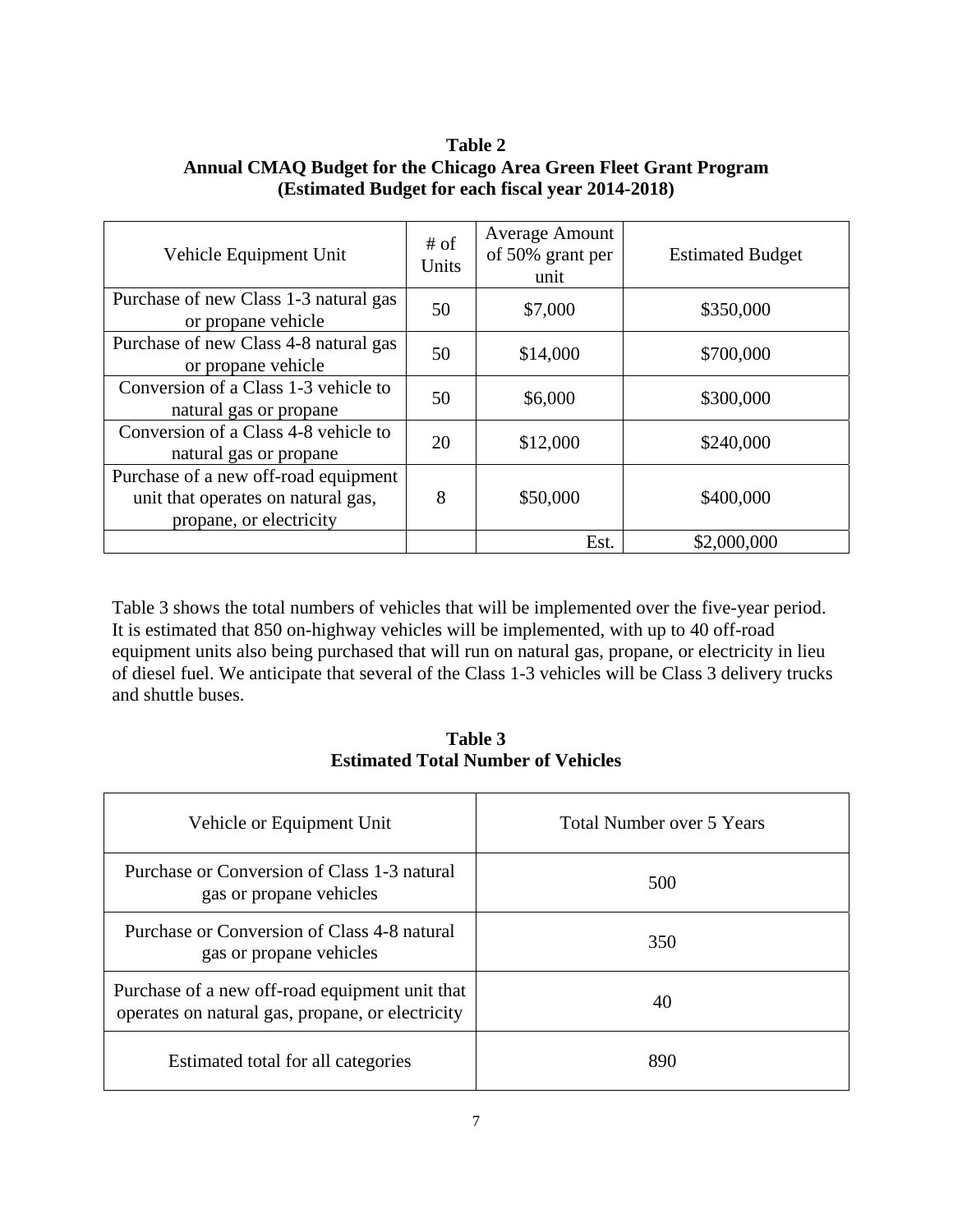**Table 2**
**Annual CMAQ Budget for the Chicago Area Green Fleet Grant Program**
**(Estimated Budget for each fiscal year 2014-2018)**

| Vehicle Equipment Unit | # of Units | Average Amount of 50% grant per unit | Estimated Budget |
|---|---|---|---|
| Purchase of new Class 1-3 natural gas or propane vehicle | 50 | $7,000 | $350,000 |
| Purchase of new Class 4-8 natural gas or propane vehicle | 50 | $14,000 | $700,000 |
| Conversion of a Class 1-3 vehicle to natural gas or propane | 50 | $6,000 | $300,000 |
| Conversion of a Class 4-8 vehicle to natural gas or propane | 20 | $12,000 | $240,000 |
| Purchase of a new off-road equipment unit that operates on natural gas, propane, or electricity | 8 | $50,000 | $400,000 |
| | | Est. | $2,000,000 |

Table 3 shows the total numbers of vehicles that will be implemented over the five-year period. It is estimated that 850 on-highway vehicles will be implemented, with up to 40 off-road equipment units also being purchased that will run on natural gas, propane, or electricity in lieu of diesel fuel. We anticipate that several of the Class 1-3 vehicles will be Class 3 delivery trucks and shuttle buses.

**Table 3**
**Estimated Total Number of Vehicles**

| Vehicle or Equipment Unit | Total Number over 5 Years |
|---|---|
| Purchase or Conversion of Class 1-3 natural gas or propane vehicles | 500 |
| Purchase or Conversion of Class 4-8 natural gas or propane vehicles | 350 |
| Purchase of a new off-road equipment unit that operates on natural gas, propane, or electricity | 40 |
| Estimated total for all categories | 890 |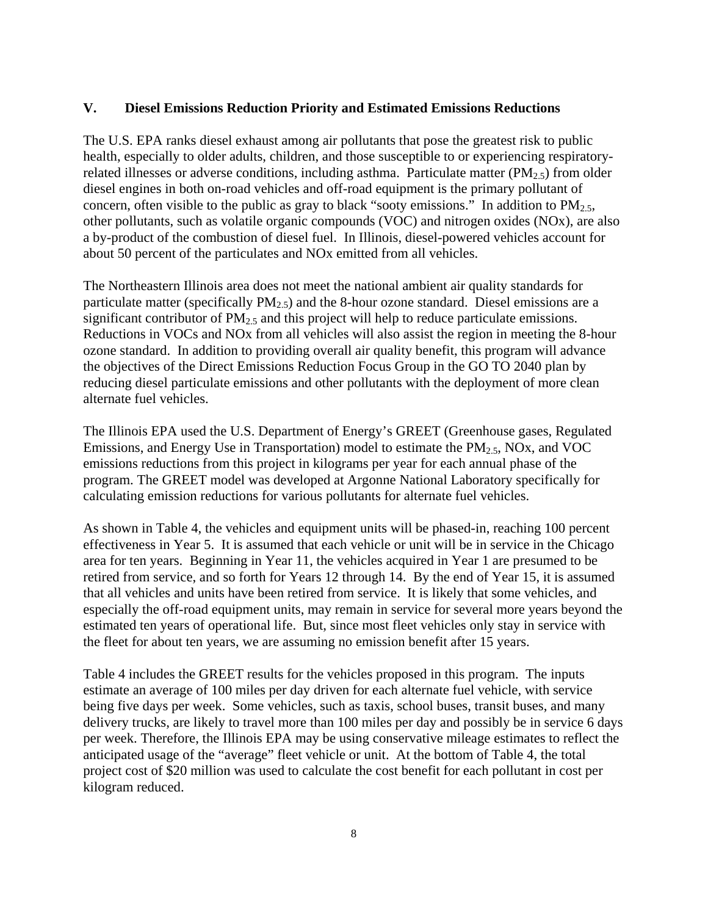## V. Diesel Emissions Reduction Priority and Estimated Emissions Reductions

The U.S. EPA ranks diesel exhaust among air pollutants that pose the greatest risk to public health, especially to older adults, children, and those susceptible to or experiencing respiratory-related illnesses or adverse conditions, including asthma. Particulate matter ($PM_{2.5}$) from older diesel engines in both on-road vehicles and off-road equipment is the primary pollutant of concern, often visible to the public as gray to black "sooty emissions." In addition to $PM_{2.5}$, other pollutants, such as volatile organic compounds (VOC) and nitrogen oxides (NOx), are also a by-product of the combustion of diesel fuel. In Illinois, diesel-powered vehicles account for about 50 percent of the particulates and NOx emitted from all vehicles.

The Northeastern Illinois area does not meet the national ambient air quality standards for particulate matter (specifically $PM_{2.5}$) and the 8-hour ozone standard. Diesel emissions are a significant contributor of $PM_{2.5}$ and this project will help to reduce particulate emissions. Reductions in VOCs and NOx from all vehicles will also assist the region in meeting the 8-hour ozone standard. In addition to providing overall air quality benefit, this program will advance the objectives of the Direct Emissions Reduction Focus Group in the GO TO 2040 plan by reducing diesel particulate emissions and other pollutants with the deployment of more clean alternate fuel vehicles.

The Illinois EPA used the U.S. Department of Energy's GREET (Greenhouse gases, Regulated Emissions, and Energy Use in Transportation) model to estimate the $PM_{2.5}$, NOx, and VOC emissions reductions from this project in kilograms per year for each annual phase of the program. The GREET model was developed at Argonne National Laboratory specifically for calculating emission reductions for various pollutants for alternate fuel vehicles.

As shown in Table 4, the vehicles and equipment units will be phased-in, reaching 100 percent effectiveness in Year 5. It is assumed that each vehicle or unit will be in service in the Chicago area for ten years. Beginning in Year 11, the vehicles acquired in Year 1 are presumed to be retired from service, and so forth for Years 12 through 14. By the end of Year 15, it is assumed that all vehicles and units have been retired from service. It is likely that some vehicles, and especially the off-road equipment units, may remain in service for several more years beyond the estimated ten years of operational life. But, since most fleet vehicles only stay in service with the fleet for about ten years, we are assuming no emission benefit after 15 years.

Table 4 includes the GREET results for the vehicles proposed in this program. The inputs estimate an average of 100 miles per day driven for each alternate fuel vehicle, with service being five days per week. Some vehicles, such as taxis, school buses, transit buses, and many delivery trucks, are likely to travel more than 100 miles per day and possibly be in service 6 days per week. Therefore, the Illinois EPA may be using conservative mileage estimates to reflect the anticipated usage of the "average" fleet vehicle or unit. At the bottom of Table 4, the total project cost of \$20 million was used to calculate the cost benefit for each pollutant in cost per kilogram reduced.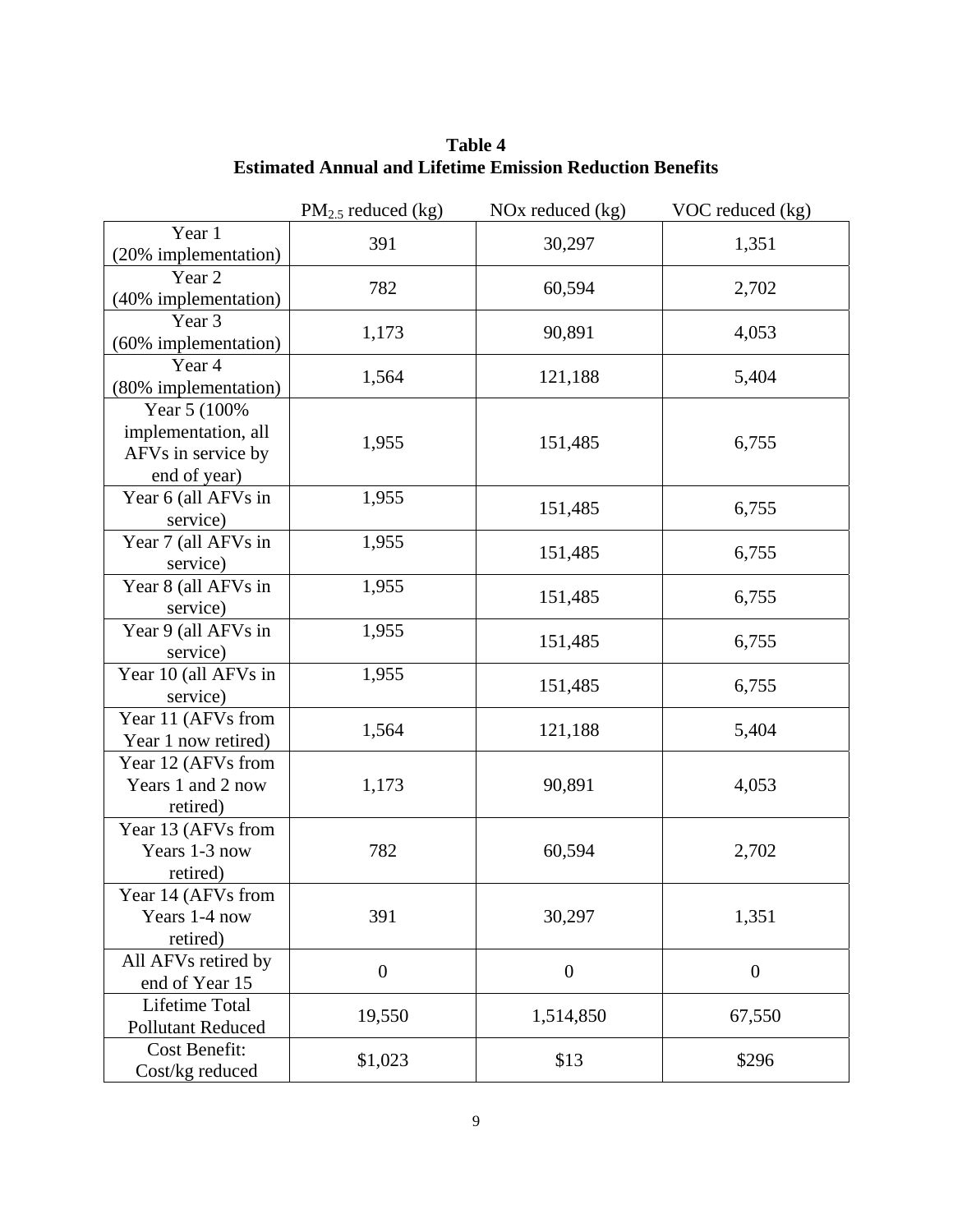**Table 4**
**Estimated Annual and Lifetime Emission Reduction Benefits**

| | $PM_{2.5}$ reduced (kg) | NOx reduced (kg) | VOC reduced (kg) |
|---|---|---|---|
| Year 1 (20% implementation) | 391 | 30,297 | 1,351 |
| Year 2 (40% implementation) | 782 | 60,594 | 2,702 |
| Year 3 (60% implementation) | 1,173 | 90,891 | 4,053 |
| Year 4 (80% implementation) | 1,564 | 121,188 | 5,404 |
| Year 5 (100% implementation, all AFVs in service by end of year) | 1,955 | 151,485 | 6,755 |
| Year 6 (all AFVs in service) | 1,955 | 151,485 | 6,755 |
| Year 7 (all AFVs in service) | 1,955 | 151,485 | 6,755 |
| Year 8 (all AFVs in service) | 1,955 | 151,485 | 6,755 |
| Year 9 (all AFVs in service) | 1,955 | 151,485 | 6,755 |
| Year 10 (all AFVs in service) | 1,955 | 151,485 | 6,755 |
| Year 11 (AFVs from Year 1 now retired) | 1,564 | 121,188 | 5,404 |
| Year 12 (AFVs from Years 1 and 2 now retired) | 1,173 | 90,891 | 4,053 |
| Year 13 (AFVs from Years 1-3 now retired) | 782 | 60,594 | 2,702 |
| Year 14 (AFVs from Years 1-4 now retired) | 391 | 30,297 | 1,351 |
| All AFVs retired by end of Year 15 | 0 | 0 | 0 |
| Lifetime Total Pollutant Reduced | 19,550 | 1,514,850 | 67,550 |
| Cost Benefit: Cost/kg reduced | $1,023 | $13 | $296 |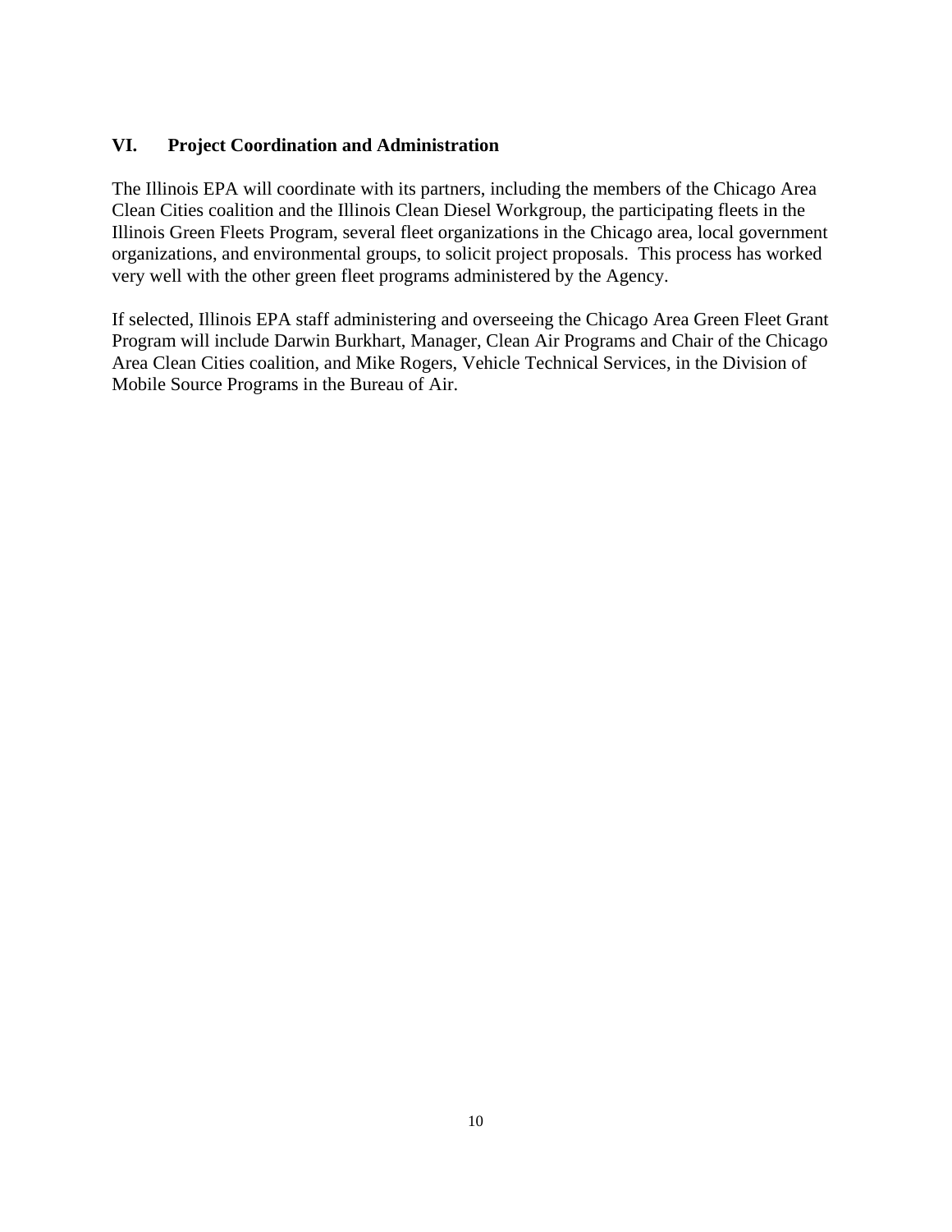## VI. Project Coordination and Administration

The Illinois EPA will coordinate with its partners, including the members of the Chicago Area Clean Cities coalition and the Illinois Clean Diesel Workgroup, the participating fleets in the Illinois Green Fleets Program, several fleet organizations in the Chicago area, local government organizations, and environmental groups, to solicit project proposals. This process has worked very well with the other green fleet programs administered by the Agency.

If selected, Illinois EPA staff administering and overseeing the Chicago Area Green Fleet Grant Program will include Darwin Burkhart, Manager, Clean Air Programs and Chair of the Chicago Area Clean Cities coalition, and Mike Rogers, Vehicle Technical Services, in the Division of Mobile Source Programs in the Bureau of Air.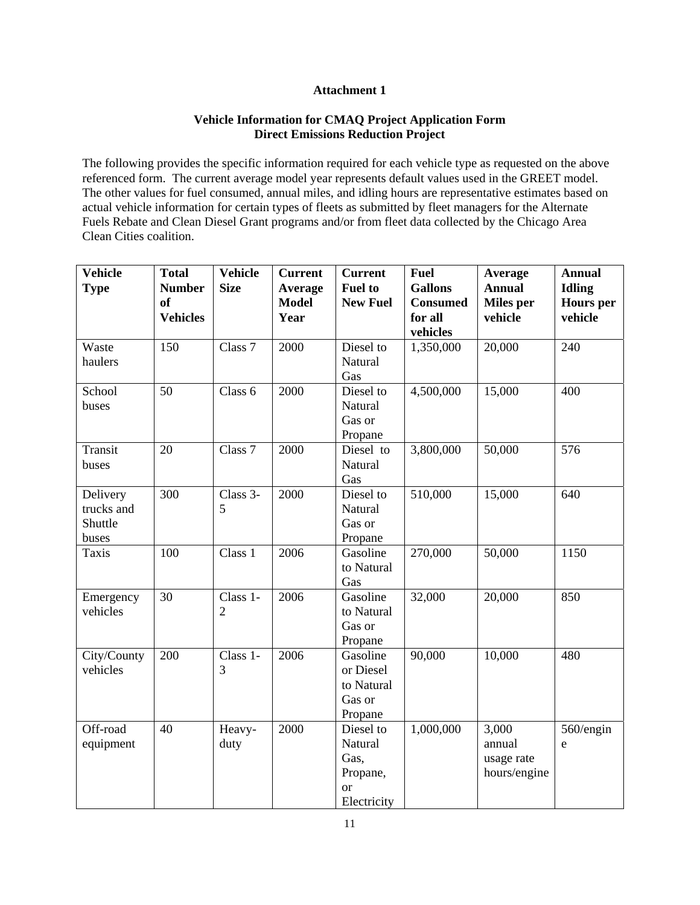**Attachment 1**

**Vehicle Information for CMAQ Project Application Form**
**Direct Emissions Reduction Project**

The following provides the specific information required for each vehicle type as requested on the above referenced form. The current average model year represents default values used in the GREET model. The other values for fuel consumed, annual miles, and idling hours are representative estimates based on actual vehicle information for certain types of fleets as submitted by fleet managers for the Alternate Fuels Rebate and Clean Diesel Grant programs and/or from fleet data collected by the Chicago Area Clean Cities coalition.

| Vehicle Type | Total Number of Vehicles | Vehicle Size | Current Average Model Year | Current Fuel to New Fuel | Fuel Gallons Consumed for all vehicles | Average Annual Miles per vehicle | Annual Idling Hours per vehicle |
|---|---|---|---|---|---|---|---|
| Waste haulers | 150 | Class 7 | 2000 | Diesel to Natural Gas | 1,350,000 | 20,000 | 240 |
| School buses | 50 | Class 6 | 2000 | Diesel to Natural Gas or Propane | 4,500,000 | 15,000 | 400 |
| Transit buses | 20 | Class 7 | 2000 | Diesel to Natural Gas | 3,800,000 | 50,000 | 576 |
| Delivery trucks and Shuttle buses | 300 | Class 3-5 | 2000 | Diesel to Natural Gas or Propane | 510,000 | 15,000 | 640 |
| Taxis | 100 | Class 1 | 2006 | Gasoline to Natural Gas | 270,000 | 50,000 | 1150 |
| Emergency vehicles | 30 | Class 1-2 | 2006 | Gasoline to Natural Gas or Propane | 32,000 | 20,000 | 850 |
| City/County vehicles | 200 | Class 1-3 | 2006 | Gasoline or Diesel to Natural Gas or Propane | 90,000 | 10,000 | 480 |
| Off-road equipment | 40 | Heavy-duty | 2000 | Diesel to Natural Gas, Propane, or Electricity | 1,000,000 | 3,000 annual usage rate hours/engine | 560/engine |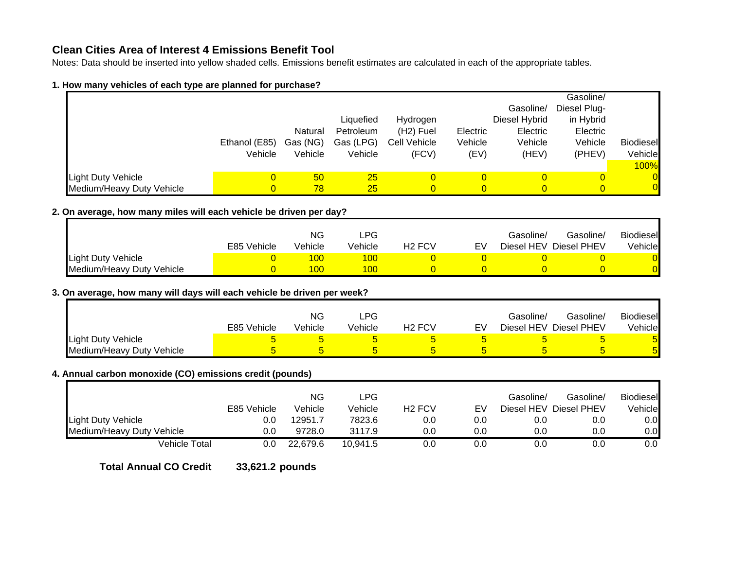## Clean Cities Area of Interest 4 Emissions Benefit Tool

Notes: Data should be inserted into yellow shaded cells. Emissions benefit estimates are calculated in each of the appropriate tables.

**1. How many vehicles of each type are planned for purchase?**

| | Ethanol (E85) Vehicle | Natural Gas (NG) Vehicle | Liquefied Petroleum Gas (LPG) Vehicle | Hydrogen (H2) Fuel Cell Vehicle (FCV) | Electric Vehicle (EV) | Gasoline/ Diesel Hybrid Electric Vehicle (HEV) | Gasoline/ Diesel Plug-in Hybrid Electric Vehicle (PHEV) | Biodiesel Vehicle |
|---|---|---|---|---|---|---|---|---|
| | | | | | | | | 100% |
| Light Duty Vehicle | 0 | 50 | 25 | 0 | 0 | 0 | 0 | 0 |
| Medium/Heavy Duty Vehicle | 0 | 78 | 25 | 0 | 0 | 0 | 0 | 0 |

**2. On average, how many miles will each vehicle be driven per day?**

| | E85 Vehicle | NG Vehicle | LPG Vehicle | H2 FCV | EV | Gasoline/ Diesel HEV | Gasoline/ Diesel PHEV | Biodiesel Vehicle |
|---|---|---|---|---|---|---|---|---|
| Light Duty Vehicle | 0 | 100 | 100 | 0 | 0 | 0 | 0 | 0 |
| Medium/Heavy Duty Vehicle | 0 | 100 | 100 | 0 | 0 | 0 | 0 | 0 |

**3. On average, how many will days will each vehicle be driven per week?**

| | E85 Vehicle | NG Vehicle | LPG Vehicle | H2 FCV | EV | Gasoline/ Diesel HEV | Gasoline/ Diesel PHEV | Biodiesel Vehicle |
|---|---|---|---|---|---|---|---|---|
| Light Duty Vehicle | 5 | 5 | 5 | 5 | 5 | 5 | 5 | 5 |
| Medium/Heavy Duty Vehicle | 5 | 5 | 5 | 5 | 5 | 5 | 5 | 5 |

**4. Annual carbon monoxide (CO) emissions credit (pounds)**

| | E85 Vehicle | NG Vehicle | LPG Vehicle | H2 FCV | EV | Gasoline/ Diesel HEV | Gasoline/ Diesel PHEV | Biodiesel Vehicle |
|---|---|---|---|---|---|---|---|---|
| Light Duty Vehicle | 0.0 | 12951.7 | 7823.6 | 0.0 | 0.0 | 0.0 | 0.0 | 0.0 |
| Medium/Heavy Duty Vehicle | 0.0 | 9728.0 | 3117.9 | 0.0 | 0.0 | 0.0 | 0.0 | 0.0 |
| Vehicle Total | 0.0 | 22,679.6 | 10,941.5 | 0.0 | 0.0 | 0.0 | 0.0 | 0.0 |

**Total Annual CO Credit** **33,621.2 pounds**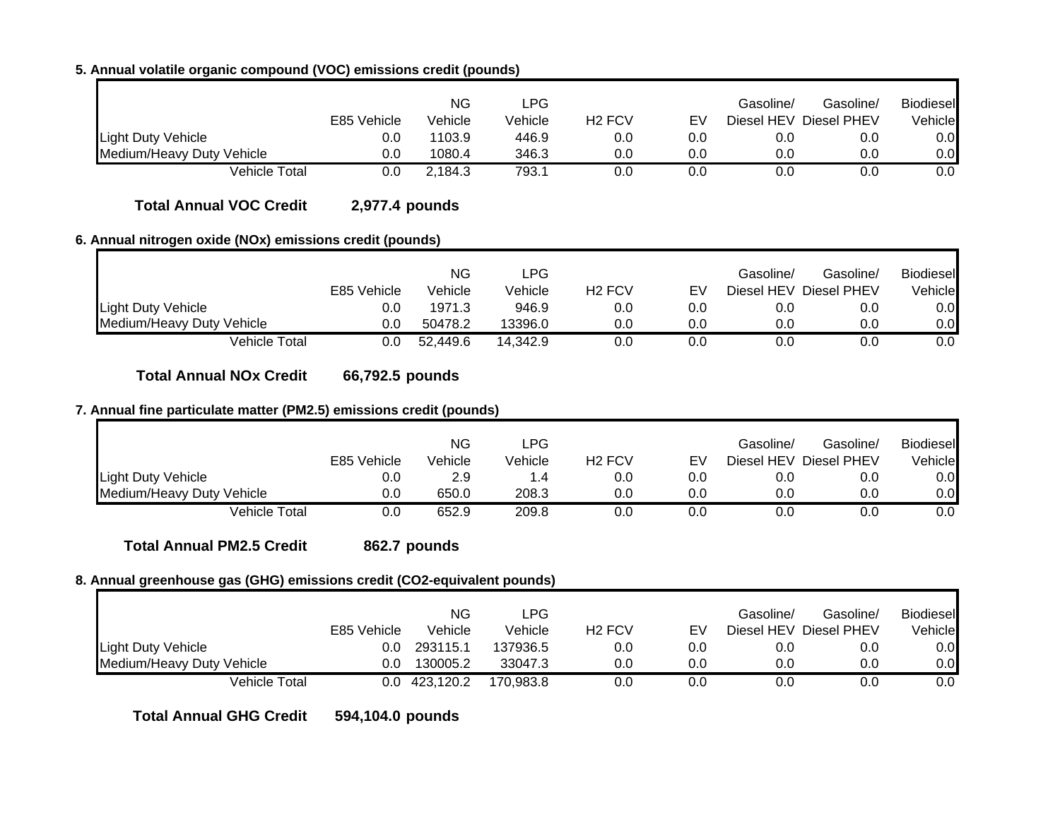**5. Annual volatile organic compound (VOC) emissions credit (pounds)**

| | E85 Vehicle | NG Vehicle | LPG Vehicle | H2 FCV | EV | Gasoline/ Diesel HEV | Gasoline/ Diesel PHEV | Biodiesel Vehicle |
|---|---|---|---|---|---|---|---|---|
| Light Duty Vehicle | 0.0 | 1103.9 | 446.9 | 0.0 | 0.0 | 0.0 | 0.0 | 0.0 |
| Medium/Heavy Duty Vehicle | 0.0 | 1080.4 | 346.3 | 0.0 | 0.0 | 0.0 | 0.0 | 0.0 |
| Vehicle Total | 0.0 | 2,184.3 | 793.1 | 0.0 | 0.0 | 0.0 | 0.0 | 0.0 |

**Total Annual VOC Credit 2,977.4 pounds**

**6. Annual nitrogen oxide (NOx) emissions credit (pounds)**

| | E85 Vehicle | NG Vehicle | LPG Vehicle | H2 FCV | EV | Gasoline/ Diesel HEV | Gasoline/ Diesel PHEV | Biodiesel Vehicle |
|---|---|---|---|---|---|---|---|---|
| Light Duty Vehicle | 0.0 | 1971.3 | 946.9 | 0.0 | 0.0 | 0.0 | 0.0 | 0.0 |
| Medium/Heavy Duty Vehicle | 0.0 | 50478.2 | 13396.0 | 0.0 | 0.0 | 0.0 | 0.0 | 0.0 |
| Vehicle Total | 0.0 | 52,449.6 | 14,342.9 | 0.0 | 0.0 | 0.0 | 0.0 | 0.0 |

**Total Annual NOx Credit 66,792.5 pounds**

**7. Annual fine particulate matter (PM2.5) emissions credit (pounds)**

| | E85 Vehicle | NG Vehicle | LPG Vehicle | H2 FCV | EV | Gasoline/ Diesel HEV | Gasoline/ Diesel PHEV | Biodiesel Vehicle |
|---|---|---|---|---|---|---|---|---|
| Light Duty Vehicle | 0.0 | 2.9 | 1.4 | 0.0 | 0.0 | 0.0 | 0.0 | 0.0 |
| Medium/Heavy Duty Vehicle | 0.0 | 650.0 | 208.3 | 0.0 | 0.0 | 0.0 | 0.0 | 0.0 |
| Vehicle Total | 0.0 | 652.9 | 209.8 | 0.0 | 0.0 | 0.0 | 0.0 | 0.0 |

**Total Annual PM2.5 Credit 862.7 pounds**

**8. Annual greenhouse gas (GHG) emissions credit (CO2-equivalent pounds)**

| | E85 Vehicle | NG Vehicle | LPG Vehicle | H2 FCV | EV | Gasoline/ Diesel HEV | Gasoline/ Diesel PHEV | Biodiesel Vehicle |
|---|---|---|---|---|---|---|---|---|
| Light Duty Vehicle | 0.0 | 293115.1 | 137936.5 | 0.0 | 0.0 | 0.0 | 0.0 | 0.0 |
| Medium/Heavy Duty Vehicle | 0.0 | 130005.2 | 33047.3 | 0.0 | 0.0 | 0.0 | 0.0 | 0.0 |
| Vehicle Total | 0.0 | 423,120.2 | 170,983.8 | 0.0 | 0.0 | 0.0 | 0.0 | 0.0 |

**Total Annual GHG Credit 594,104.0 pounds**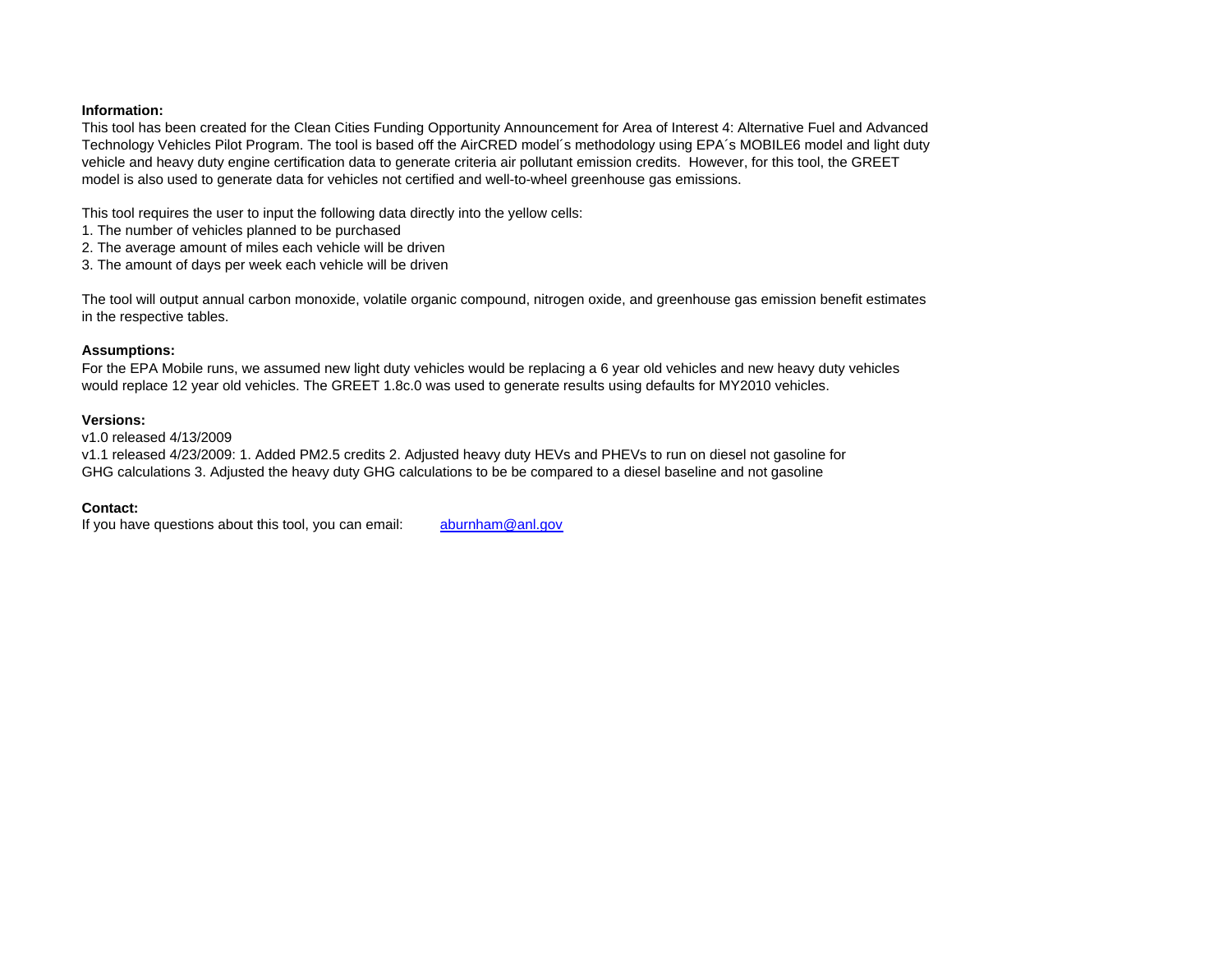**Information:**

This tool has been created for the Clean Cities Funding Opportunity Announcement for Area of Interest 4: Alternative Fuel and Advanced Technology Vehicles Pilot Program. The tool is based off the AirCRED model´s methodology using EPA´s MOBILE6 model and light duty vehicle and heavy duty engine certification data to generate criteria air pollutant emission credits. However, for this tool, the GREET model is also used to generate data for vehicles not certified and well-to-wheel greenhouse gas emissions.

This tool requires the user to input the following data directly into the yellow cells:

1. The number of vehicles planned to be purchased
2. The average amount of miles each vehicle will be driven
3. The amount of days per week each vehicle will be driven

The tool will output annual carbon monoxide, volatile organic compound, nitrogen oxide, and greenhouse gas emission benefit estimates in the respective tables.

**Assumptions:**

For the EPA Mobile runs, we assumed new light duty vehicles would be replacing a 6 year old vehicles and new heavy duty vehicles would replace 12 year old vehicles. The GREET 1.8c.0 was used to generate results using defaults for MY2010 vehicles.

**Versions:**

v1.0 released 4/13/2009

v1.1 released 4/23/2009: 1. Added PM2.5 credits 2. Adjusted heavy duty HEVs and PHEVs to run on diesel not gasoline for GHG calculations 3. Adjusted the heavy duty GHG calculations to be be compared to a diesel baseline and not gasoline

**Contact:**

If you have questions about this tool, you can email: aburnham@anl.gov